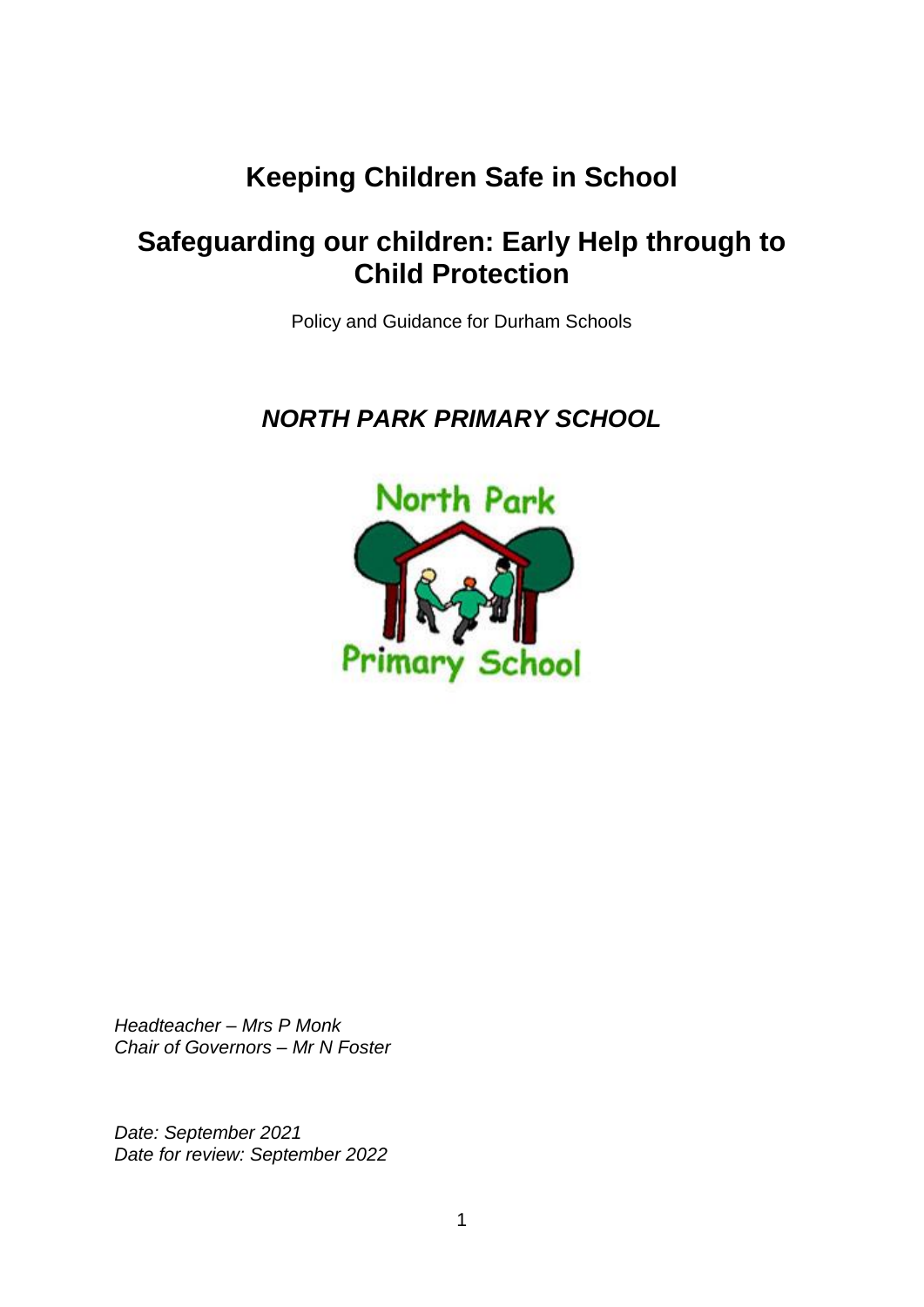# Keeping Children Safe in School

## Safeguarding our children: Early Help through to Child Protection

Policy and Guidance for Durham Schools

### *NORTH PARK PRIMARY SCHOOL*

*Headteacher – Mrs P Monk*
*Chair of Governors – Mr N Foster*

*Date: September 2021*
*Date for review: September 2022*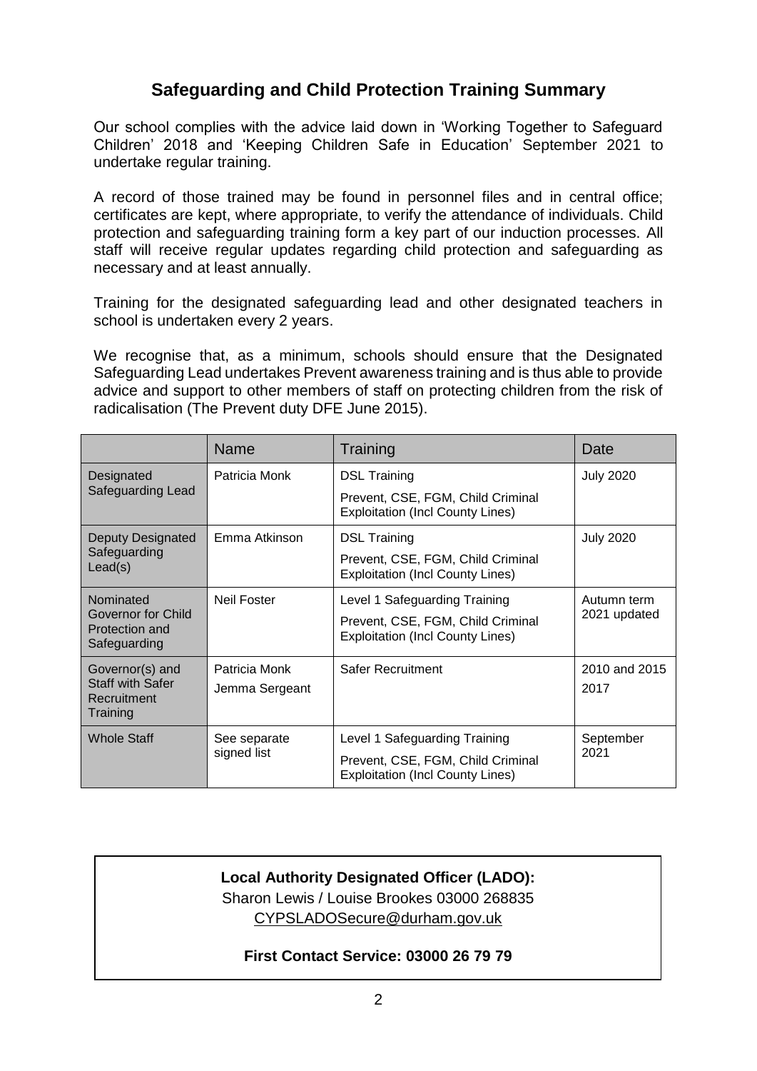## Safeguarding and Child Protection Training Summary

Our school complies with the advice laid down in 'Working Together to Safeguard Children' 2018 and 'Keeping Children Safe in Education' September 2021 to undertake regular training.

A record of those trained may be found in personnel files and in central office; certificates are kept, where appropriate, to verify the attendance of individuals. Child protection and safeguarding training form a key part of our induction processes. All staff will receive regular updates regarding child protection and safeguarding as necessary and at least annually.

Training for the designated safeguarding lead and other designated teachers in school is undertaken every 2 years.

We recognise that, as a minimum, schools should ensure that the Designated Safeguarding Lead undertakes Prevent awareness training and is thus able to provide advice and support to other members of staff on protecting children from the risk of radicalisation (The Prevent duty DFE June 2015).

| | Name | Training | Date |
|---|---|---|---|
| Designated Safeguarding Lead | Patricia Monk | DSL Training<br>Prevent, CSE, FGM, Child Criminal Exploitation (Incl County Lines) | July 2020 |
| Deputy Designated Safeguarding Lead(s) | Emma Atkinson | DSL Training<br>Prevent, CSE, FGM, Child Criminal Exploitation (Incl County Lines) | July 2020 |
| Nominated Governor for Child Protection and Safeguarding | Neil Foster | Level 1 Safeguarding Training<br>Prevent, CSE, FGM, Child Criminal Exploitation (Incl County Lines) | Autumn term 2021 updated |
| Governor(s) and Staff with Safer Recruitment Training | Patricia Monk<br>Jemma Sergeant | Safer Recruitment | 2010 and 2015<br>2017 |
| Whole Staff | See separate signed list | Level 1 Safeguarding Training<br>Prevent, CSE, FGM, Child Criminal Exploitation (Incl County Lines) | September 2021 |

**Local Authority Designated Officer (LADO):**
Sharon Lewis / Louise Brookes 03000 268835
CYPSLADOSecure@durham.gov.uk

**First Contact Service: 03000 26 79 79**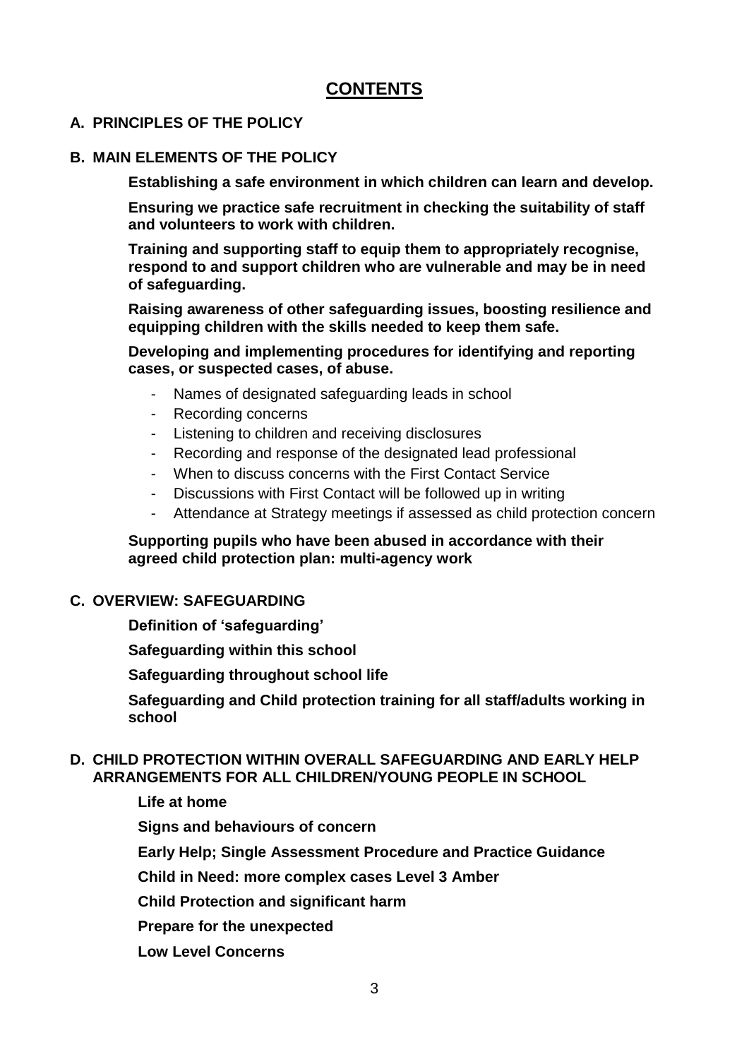# CONTENTS

## A. PRINCIPLES OF THE POLICY

## B. MAIN ELEMENTS OF THE POLICY

**Establishing a safe environment in which children can learn and develop.**

**Ensuring we practice safe recruitment in checking the suitability of staff and volunteers to work with children.**

**Training and supporting staff to equip them to appropriately recognise, respond to and support children who are vulnerable and may be in need of safeguarding.**

**Raising awareness of other safeguarding issues, boosting resilience and equipping children with the skills needed to keep them safe.**

**Developing and implementing procedures for identifying and reporting cases, or suspected cases, of abuse.**

- Names of designated safeguarding leads in school
- Recording concerns
- Listening to children and receiving disclosures
- Recording and response of the designated lead professional
- When to discuss concerns with the First Contact Service
- Discussions with First Contact will be followed up in writing
- Attendance at Strategy meetings if assessed as child protection concern

**Supporting pupils who have been abused in accordance with their agreed child protection plan: multi-agency work**

## C. OVERVIEW: SAFEGUARDING

**Definition of 'safeguarding'**

**Safeguarding within this school**

**Safeguarding throughout school life**

**Safeguarding and Child protection training for all staff/adults working in school**

## D. CHILD PROTECTION WITHIN OVERALL SAFEGUARDING AND EARLY HELP ARRANGEMENTS FOR ALL CHILDREN/YOUNG PEOPLE IN SCHOOL

**Life at home**

**Signs and behaviours of concern**

**Early Help; Single Assessment Procedure and Practice Guidance**

**Child in Need: more complex cases Level 3 Amber**

**Child Protection and significant harm**

**Prepare for the unexpected**

**Low Level Concerns**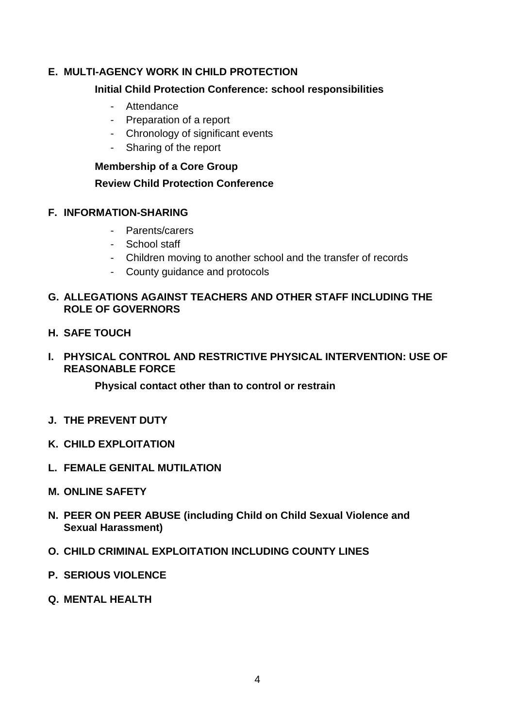## E. MULTI-AGENCY WORK IN CHILD PROTECTION

### Initial Child Protection Conference: school responsibilities

- Attendance
- Preparation of a report
- Chronology of significant events
- Sharing of the report

### Membership of a Core Group

### Review Child Protection Conference

## F. INFORMATION-SHARING

- Parents/carers
- School staff
- Children moving to another school and the transfer of records
- County guidance and protocols

## G. ALLEGATIONS AGAINST TEACHERS AND OTHER STAFF INCLUDING THE ROLE OF GOVERNORS

## H. SAFE TOUCH

## I. PHYSICAL CONTROL AND RESTRICTIVE PHYSICAL INTERVENTION: USE OF REASONABLE FORCE

### Physical contact other than to control or restrain

## J. THE PREVENT DUTY

## K. CHILD EXPLOITATION

## L. FEMALE GENITAL MUTILATION

## M. ONLINE SAFETY

## N. PEER ON PEER ABUSE (including Child on Child Sexual Violence and Sexual Harassment)

## O. CHILD CRIMINAL EXPLOITATION INCLUDING COUNTY LINES

## P. SERIOUS VIOLENCE

## Q. MENTAL HEALTH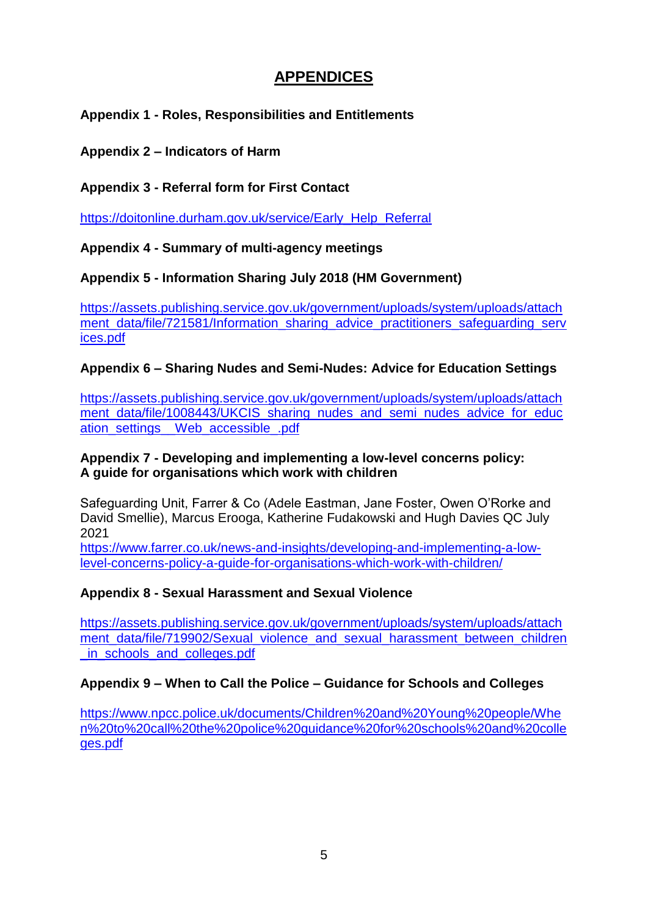# APPENDICES

**Appendix 1 - Roles, Responsibilities and Entitlements**

**Appendix 2 – Indicators of Harm**

**Appendix 3 - Referral form for First Contact**

https://doitonline.durham.gov.uk/service/Early_Help_Referral

**Appendix 4 - Summary of multi-agency meetings**

**Appendix 5 - Information Sharing July 2018 (HM Government)**

https://assets.publishing.service.gov.uk/government/uploads/system/uploads/attachment_data/file/721581/Information_sharing_advice_practitioners_safeguarding_services.pdf

**Appendix 6 – Sharing Nudes and Semi-Nudes: Advice for Education Settings**

https://assets.publishing.service.gov.uk/government/uploads/system/uploads/attachment_data/file/1008443/UKCIS_sharing_nudes_and_semi_nudes_advice_for_education_settings__Web_accessible_.pdf

**Appendix 7 - Developing and implementing a low-level concerns policy: A guide for organisations which work with children**

Safeguarding Unit, Farrer & Co (Adele Eastman, Jane Foster, Owen O'Rorke and David Smellie), Marcus Erooga, Katherine Fudakowski and Hugh Davies QC July 2021
https://www.farrer.co.uk/news-and-insights/developing-and-implementing-a-low-level-concerns-policy-a-guide-for-organisations-which-work-with-children/

**Appendix 8 - Sexual Harassment and Sexual Violence**

https://assets.publishing.service.gov.uk/government/uploads/system/uploads/attachment_data/file/719902/Sexual_violence_and_sexual_harassment_between_children_in_schools_and_colleges.pdf

**Appendix 9 – When to Call the Police – Guidance for Schools and Colleges**

https://www.npcc.police.uk/documents/Children%20and%20Young%20people/When%20to%20call%20the%20police%20guidance%20for%20schools%20and%20colleges.pdf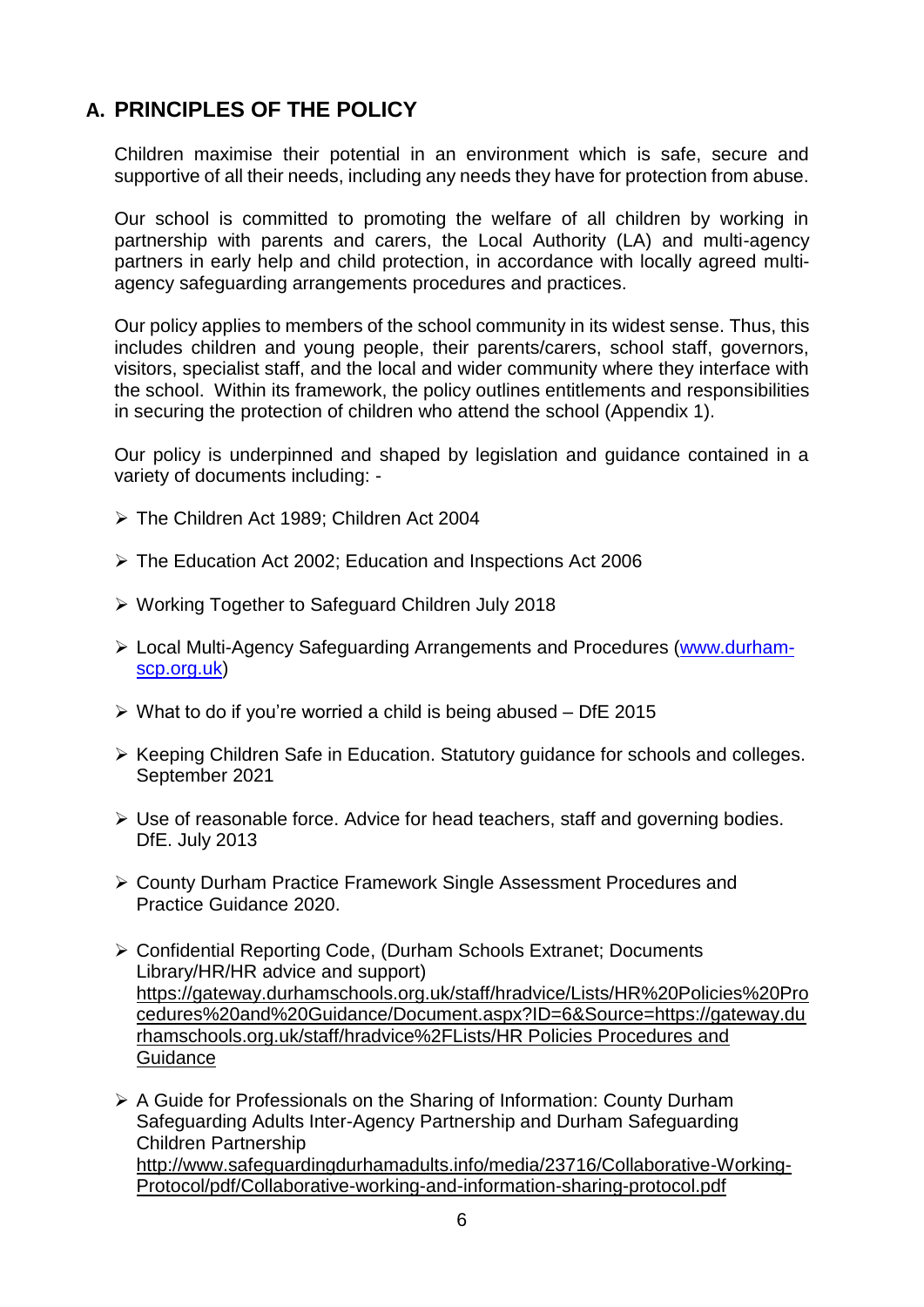## A. PRINCIPLES OF THE POLICY

Children maximise their potential in an environment which is safe, secure and supportive of all their needs, including any needs they have for protection from abuse.

Our school is committed to promoting the welfare of all children by working in partnership with parents and carers, the Local Authority (LA) and multi-agency partners in early help and child protection, in accordance with locally agreed multi-agency safeguarding arrangements procedures and practices.

Our policy applies to members of the school community in its widest sense. Thus, this includes children and young people, their parents/carers, school staff, governors, visitors, specialist staff, and the local and wider community where they interface with the school. Within its framework, the policy outlines entitlements and responsibilities in securing the protection of children who attend the school (Appendix 1).

Our policy is underpinned and shaped by legislation and guidance contained in a variety of documents including: -

- The Children Act 1989; Children Act 2004
- The Education Act 2002; Education and Inspections Act 2006
- Working Together to Safeguard Children July 2018
- Local Multi-Agency Safeguarding Arrangements and Procedures (www.durham-scp.org.uk)
- What to do if you're worried a child is being abused – DfE 2015
- Keeping Children Safe in Education. Statutory guidance for schools and colleges. September 2021
- Use of reasonable force. Advice for head teachers, staff and governing bodies. DfE. July 2013
- County Durham Practice Framework Single Assessment Procedures and Practice Guidance 2020.
- Confidential Reporting Code, (Durham Schools Extranet; Documents Library/HR/HR advice and support) https://gateway.durhamschools.org.uk/staff/hradvice/Lists/HR%20Policies%20Procedures%20and%20Guidance/Document.aspx?ID=6&Source=https://gateway.durhamschools.org.uk/staff/hradvice%2FLists/HR Policies Procedures and Guidance
- A Guide for Professionals on the Sharing of Information: County Durham Safeguarding Adults Inter-Agency Partnership and Durham Safeguarding Children Partnership http://www.safeguardingdurhamadults.info/media/23716/Collaborative-Working-Protocol/pdf/Collaborative-working-and-information-sharing-protocol.pdf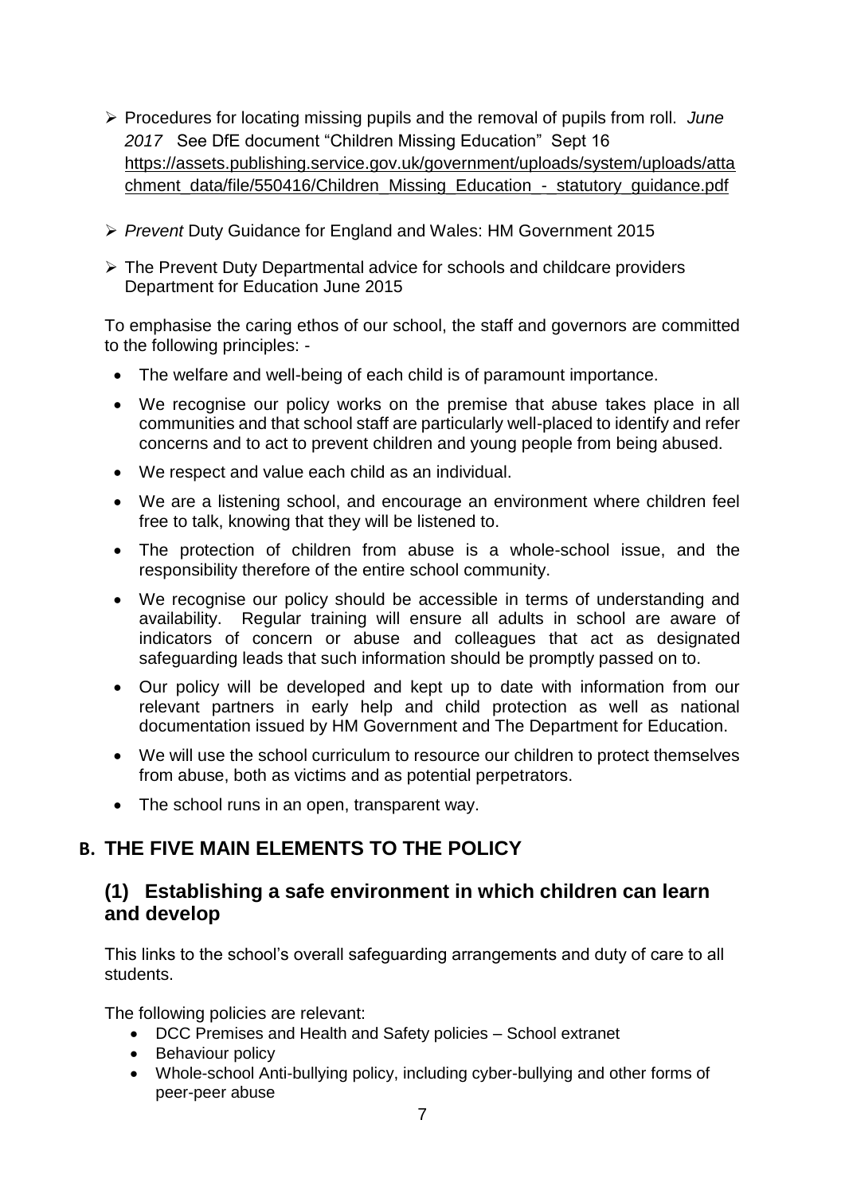- Procedures for locating missing pupils and the removal of pupils from roll. *June 2017* See DfE document "Children Missing Education" Sept 16 https://assets.publishing.service.gov.uk/government/uploads/system/uploads/attachment_data/file/550416/Children_Missing_Education_-_statutory_guidance.pdf

- *Prevent* Duty Guidance for England and Wales: HM Government 2015

- The Prevent Duty Departmental advice for schools and childcare providers Department for Education June 2015

To emphasise the caring ethos of our school, the staff and governors are committed to the following principles: -

- The welfare and well-being of each child is of paramount importance.
- We recognise our policy works on the premise that abuse takes place in all communities and that school staff are particularly well-placed to identify and refer concerns and to act to prevent children and young people from being abused.
- We respect and value each child as an individual.
- We are a listening school, and encourage an environment where children feel free to talk, knowing that they will be listened to.
- The protection of children from abuse is a whole-school issue, and the responsibility therefore of the entire school community.
- We recognise our policy should be accessible in terms of understanding and availability. Regular training will ensure all adults in school are aware of indicators of concern or abuse and colleagues that act as designated safeguarding leads that such information should be promptly passed on to.
- Our policy will be developed and kept up to date with information from our relevant partners in early help and child protection as well as national documentation issued by HM Government and The Department for Education.
- We will use the school curriculum to resource our children to protect themselves from abuse, both as victims and as potential perpetrators.
- The school runs in an open, transparent way.

## B. THE FIVE MAIN ELEMENTS TO THE POLICY

### (1) Establishing a safe environment in which children can learn and develop

This links to the school's overall safeguarding arrangements and duty of care to all students.

The following policies are relevant:

- DCC Premises and Health and Safety policies – School extranet
- Behaviour policy
- Whole-school Anti-bullying policy, including cyber-bullying and other forms of peer-peer abuse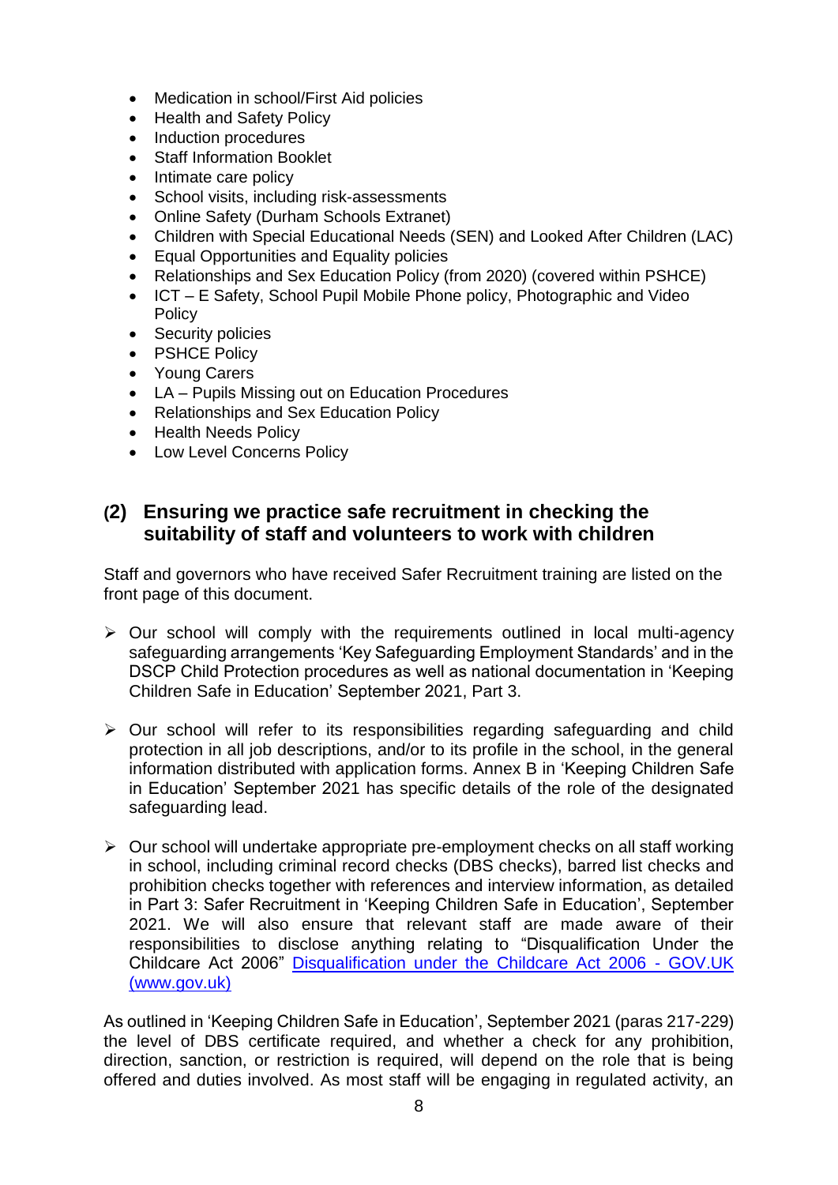- Medication in school/First Aid policies
- Health and Safety Policy
- Induction procedures
- Staff Information Booklet
- Intimate care policy
- School visits, including risk-assessments
- Online Safety (Durham Schools Extranet)
- Children with Special Educational Needs (SEN) and Looked After Children (LAC)
- Equal Opportunities and Equality policies
- Relationships and Sex Education Policy (from 2020) (covered within PSHCE)
- ICT – E Safety, School Pupil Mobile Phone policy, Photographic and Video Policy
- Security policies
- PSHCE Policy
- Young Carers
- LA – Pupils Missing out on Education Procedures
- Relationships and Sex Education Policy
- Health Needs Policy
- Low Level Concerns Policy

## (2) Ensuring we practice safe recruitment in checking the suitability of staff and volunteers to work with children

Staff and governors who have received Safer Recruitment training are listed on the front page of this document.

- Our school will comply with the requirements outlined in local multi-agency safeguarding arrangements 'Key Safeguarding Employment Standards' and in the DSCP Child Protection procedures as well as national documentation in 'Keeping Children Safe in Education' September 2021, Part 3.

- Our school will refer to its responsibilities regarding safeguarding and child protection in all job descriptions, and/or to its profile in the school, in the general information distributed with application forms. Annex B in 'Keeping Children Safe in Education' September 2021 has specific details of the role of the designated safeguarding lead.

- Our school will undertake appropriate pre-employment checks on all staff working in school, including criminal record checks (DBS checks), barred list checks and prohibition checks together with references and interview information, as detailed in Part 3: Safer Recruitment in 'Keeping Children Safe in Education', September 2021. We will also ensure that relevant staff are made aware of their responsibilities to disclose anything relating to "Disqualification Under the Childcare Act 2006" [Disqualification under the Childcare Act 2006 - GOV.UK (www.gov.uk)](https://www.gov.uk)

As outlined in 'Keeping Children Safe in Education', September 2021 (paras 217-229) the level of DBS certificate required, and whether a check for any prohibition, direction, sanction, or restriction is required, will depend on the role that is being offered and duties involved. As most staff will be engaging in regulated activity, an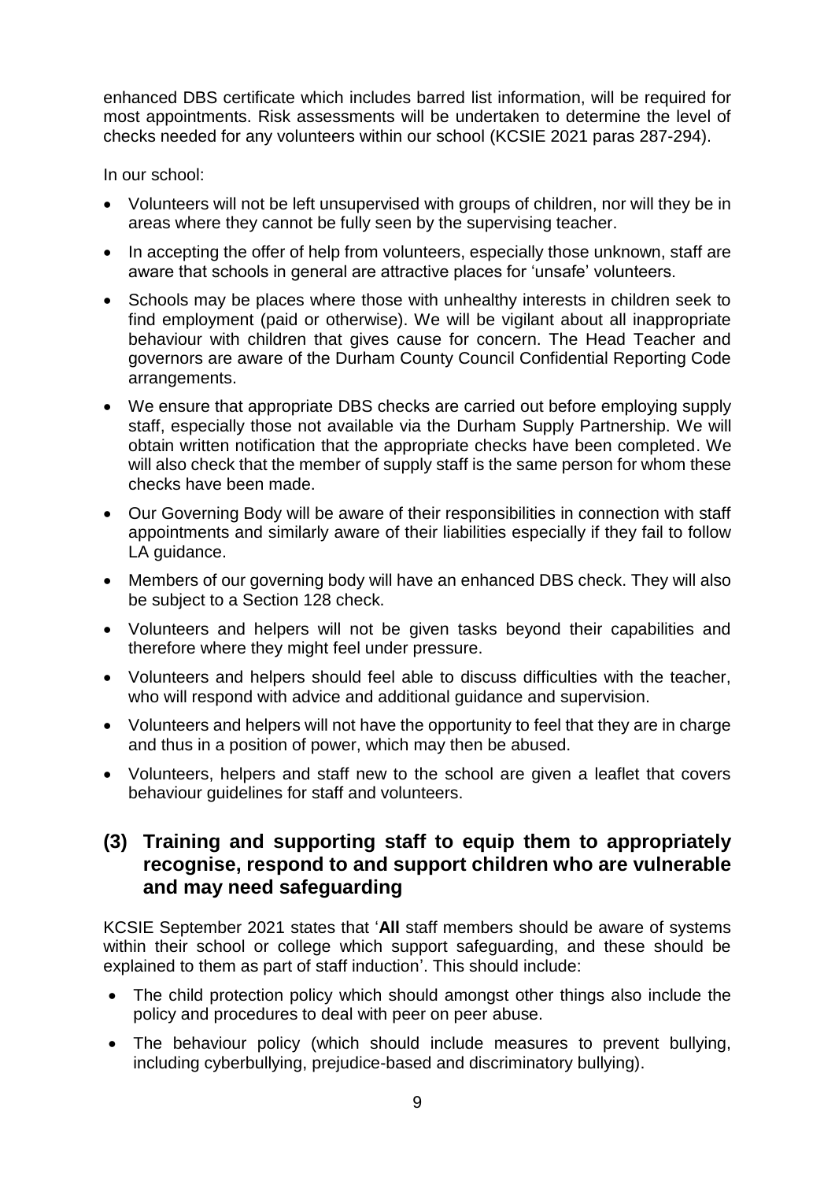enhanced DBS certificate which includes barred list information, will be required for most appointments. Risk assessments will be undertaken to determine the level of checks needed for any volunteers within our school (KCSIE 2021 paras 287-294).

In our school:

- Volunteers will not be left unsupervised with groups of children, nor will they be in areas where they cannot be fully seen by the supervising teacher.
- In accepting the offer of help from volunteers, especially those unknown, staff are aware that schools in general are attractive places for 'unsafe' volunteers.
- Schools may be places where those with unhealthy interests in children seek to find employment (paid or otherwise). We will be vigilant about all inappropriate behaviour with children that gives cause for concern. The Head Teacher and governors are aware of the Durham County Council Confidential Reporting Code arrangements.
- We ensure that appropriate DBS checks are carried out before employing supply staff, especially those not available via the Durham Supply Partnership. We will obtain written notification that the appropriate checks have been completed. We will also check that the member of supply staff is the same person for whom these checks have been made.
- Our Governing Body will be aware of their responsibilities in connection with staff appointments and similarly aware of their liabilities especially if they fail to follow LA guidance.
- Members of our governing body will have an enhanced DBS check. They will also be subject to a Section 128 check.
- Volunteers and helpers will not be given tasks beyond their capabilities and therefore where they might feel under pressure.
- Volunteers and helpers should feel able to discuss difficulties with the teacher, who will respond with advice and additional guidance and supervision.
- Volunteers and helpers will not have the opportunity to feel that they are in charge and thus in a position of power, which may then be abused.
- Volunteers, helpers and staff new to the school are given a leaflet that covers behaviour guidelines for staff and volunteers.

## (3) Training and supporting staff to equip them to appropriately recognise, respond to and support children who are vulnerable and may need safeguarding

KCSIE September 2021 states that '**All** staff members should be aware of systems within their school or college which support safeguarding, and these should be explained to them as part of staff induction'. This should include:

- The child protection policy which should amongst other things also include the policy and procedures to deal with peer on peer abuse.
- The behaviour policy (which should include measures to prevent bullying, including cyberbullying, prejudice-based and discriminatory bullying).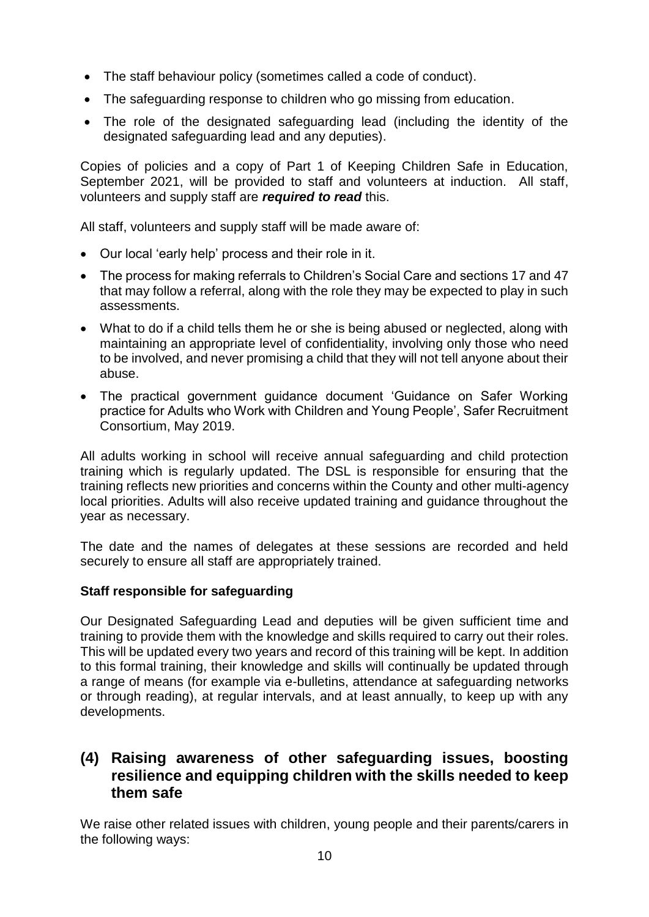- The staff behaviour policy (sometimes called a code of conduct).
- The safeguarding response to children who go missing from education.
- The role of the designated safeguarding lead (including the identity of the designated safeguarding lead and any deputies).

Copies of policies and a copy of Part 1 of Keeping Children Safe in Education, September 2021, will be provided to staff and volunteers at induction. All staff, volunteers and supply staff are ***required to read*** this.

All staff, volunteers and supply staff will be made aware of:

- Our local 'early help' process and their role in it.
- The process for making referrals to Children's Social Care and sections 17 and 47 that may follow a referral, along with the role they may be expected to play in such assessments.
- What to do if a child tells them he or she is being abused or neglected, along with maintaining an appropriate level of confidentiality, involving only those who need to be involved, and never promising a child that they will not tell anyone about their abuse.
- The practical government guidance document 'Guidance on Safer Working practice for Adults who Work with Children and Young People', Safer Recruitment Consortium, May 2019.

All adults working in school will receive annual safeguarding and child protection training which is regularly updated. The DSL is responsible for ensuring that the training reflects new priorities and concerns within the County and other multi-agency local priorities. Adults will also receive updated training and guidance throughout the year as necessary.

The date and the names of delegates at these sessions are recorded and held securely to ensure all staff are appropriately trained.

**Staff responsible for safeguarding**

Our Designated Safeguarding Lead and deputies will be given sufficient time and training to provide them with the knowledge and skills required to carry out their roles. This will be updated every two years and record of this training will be kept. In addition to this formal training, their knowledge and skills will continually be updated through a range of means (for example via e-bulletins, attendance at safeguarding networks or through reading), at regular intervals, and at least annually, to keep up with any developments.

## (4) Raising awareness of other safeguarding issues, boosting resilience and equipping children with the skills needed to keep them safe

We raise other related issues with children, young people and their parents/carers in the following ways: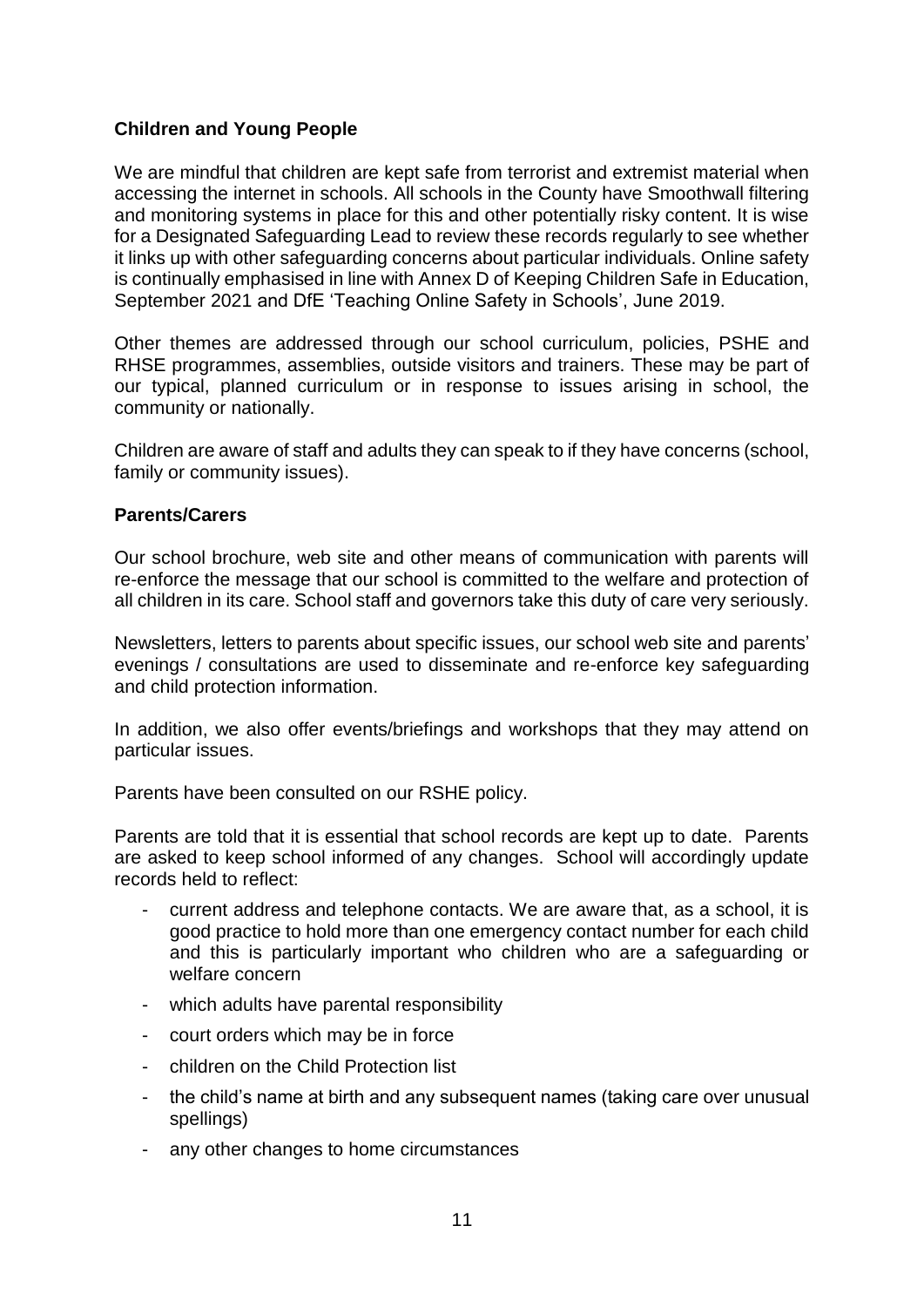**Children and Young People**

We are mindful that children are kept safe from terrorist and extremist material when accessing the internet in schools. All schools in the County have Smoothwall filtering and monitoring systems in place for this and other potentially risky content. It is wise for a Designated Safeguarding Lead to review these records regularly to see whether it links up with other safeguarding concerns about particular individuals. Online safety is continually emphasised in line with Annex D of Keeping Children Safe in Education, September 2021 and DfE 'Teaching Online Safety in Schools', June 2019.

Other themes are addressed through our school curriculum, policies, PSHE and RHSE programmes, assemblies, outside visitors and trainers. These may be part of our typical, planned curriculum or in response to issues arising in school, the community or nationally.

Children are aware of staff and adults they can speak to if they have concerns (school, family or community issues).

**Parents/Carers**

Our school brochure, web site and other means of communication with parents will re-enforce the message that our school is committed to the welfare and protection of all children in its care. School staff and governors take this duty of care very seriously.

Newsletters, letters to parents about specific issues, our school web site and parents' evenings / consultations are used to disseminate and re-enforce key safeguarding and child protection information.

In addition, we also offer events/briefings and workshops that they may attend on particular issues.

Parents have been consulted on our RSHE policy.

Parents are told that it is essential that school records are kept up to date. Parents are asked to keep school informed of any changes. School will accordingly update records held to reflect:

- current address and telephone contacts. We are aware that, as a school, it is good practice to hold more than one emergency contact number for each child and this is particularly important who children who are a safeguarding or welfare concern
- which adults have parental responsibility
- court orders which may be in force
- children on the Child Protection list
- the child's name at birth and any subsequent names (taking care over unusual spellings)
- any other changes to home circumstances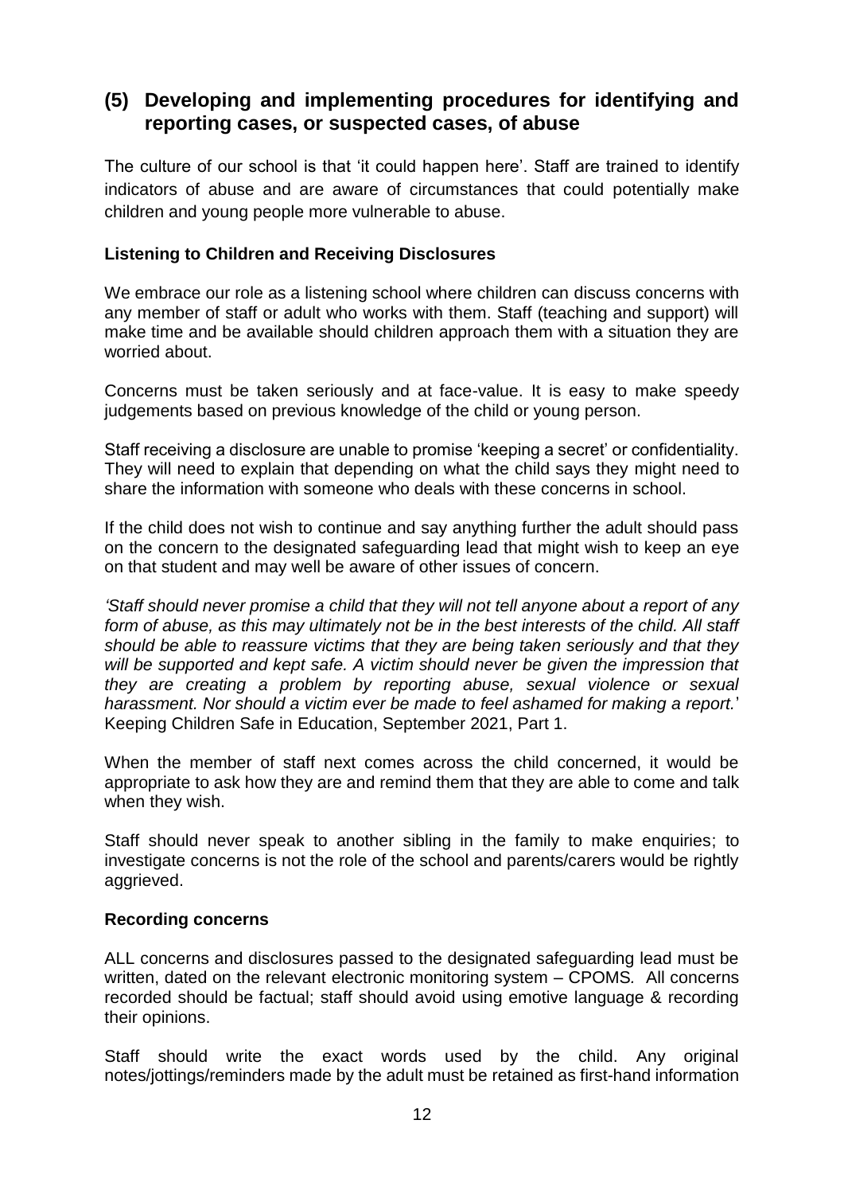## (5) Developing and implementing procedures for identifying and reporting cases, or suspected cases, of abuse

The culture of our school is that 'it could happen here'. Staff are trained to identify indicators of abuse and are aware of circumstances that could potentially make children and young people more vulnerable to abuse.

### Listening to Children and Receiving Disclosures

We embrace our role as a listening school where children can discuss concerns with any member of staff or adult who works with them. Staff (teaching and support) will make time and be available should children approach them with a situation they are worried about.

Concerns must be taken seriously and at face-value. It is easy to make speedy judgements based on previous knowledge of the child or young person.

Staff receiving a disclosure are unable to promise 'keeping a secret' or confidentiality. They will need to explain that depending on what the child says they might need to share the information with someone who deals with these concerns in school.

If the child does not wish to continue and say anything further the adult should pass on the concern to the designated safeguarding lead that might wish to keep an eye on that student and may well be aware of other issues of concern.

*'Staff should never promise a child that they will not tell anyone about a report of any form of abuse, as this may ultimately not be in the best interests of the child. All staff should be able to reassure victims that they are being taken seriously and that they will be supported and kept safe. A victim should never be given the impression that they are creating a problem by reporting abuse, sexual violence or sexual harassment. Nor should a victim ever be made to feel ashamed for making a report.*' Keeping Children Safe in Education, September 2021, Part 1.

When the member of staff next comes across the child concerned, it would be appropriate to ask how they are and remind them that they are able to come and talk when they wish.

Staff should never speak to another sibling in the family to make enquiries; to investigate concerns is not the role of the school and parents/carers would be rightly aggrieved.

### Recording concerns

ALL concerns and disclosures passed to the designated safeguarding lead must be written, dated on the relevant electronic monitoring system – CPOMS. All concerns recorded should be factual; staff should avoid using emotive language & recording their opinions.

Staff should write the exact words used by the child. Any original notes/jottings/reminders made by the adult must be retained as first-hand information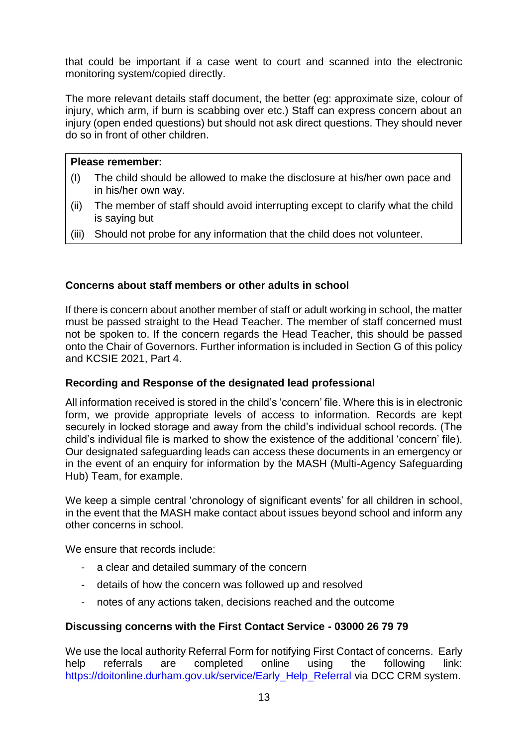that could be important if a case went to court and scanned into the electronic monitoring system/copied directly.

The more relevant details staff document, the better (eg: approximate size, colour of injury, which arm, if burn is scabbing over etc.) Staff can express concern about an injury (open ended questions) but should not ask direct questions. They should never do so in front of other children.

**Please remember:**

(I) The child should be allowed to make the disclosure at his/her own pace and in his/her own way.

(ii) The member of staff should avoid interrupting except to clarify what the child is saying but

(iii) Should not probe for any information that the child does not volunteer.

**Concerns about staff members or other adults in school**

If there is concern about another member of staff or adult working in school, the matter must be passed straight to the Head Teacher. The member of staff concerned must not be spoken to. If the concern regards the Head Teacher, this should be passed onto the Chair of Governors. Further information is included in Section G of this policy and KCSIE 2021, Part 4.

**Recording and Response of the designated lead professional**

All information received is stored in the child's 'concern' file. Where this is in electronic form, we provide appropriate levels of access to information. Records are kept securely in locked storage and away from the child's individual school records. (The child's individual file is marked to show the existence of the additional 'concern' file). Our designated safeguarding leads can access these documents in an emergency or in the event of an enquiry for information by the MASH (Multi-Agency Safeguarding Hub) Team, for example.

We keep a simple central 'chronology of significant events' for all children in school, in the event that the MASH make contact about issues beyond school and inform any other concerns in school.

We ensure that records include:

- a clear and detailed summary of the concern
- details of how the concern was followed up and resolved
- notes of any actions taken, decisions reached and the outcome

**Discussing concerns with the First Contact Service - 03000 26 79 79**

We use the local authority Referral Form for notifying First Contact of concerns. Early help referrals are completed online using the following link: https://doitonline.durham.gov.uk/service/Early_Help_Referral via DCC CRM system.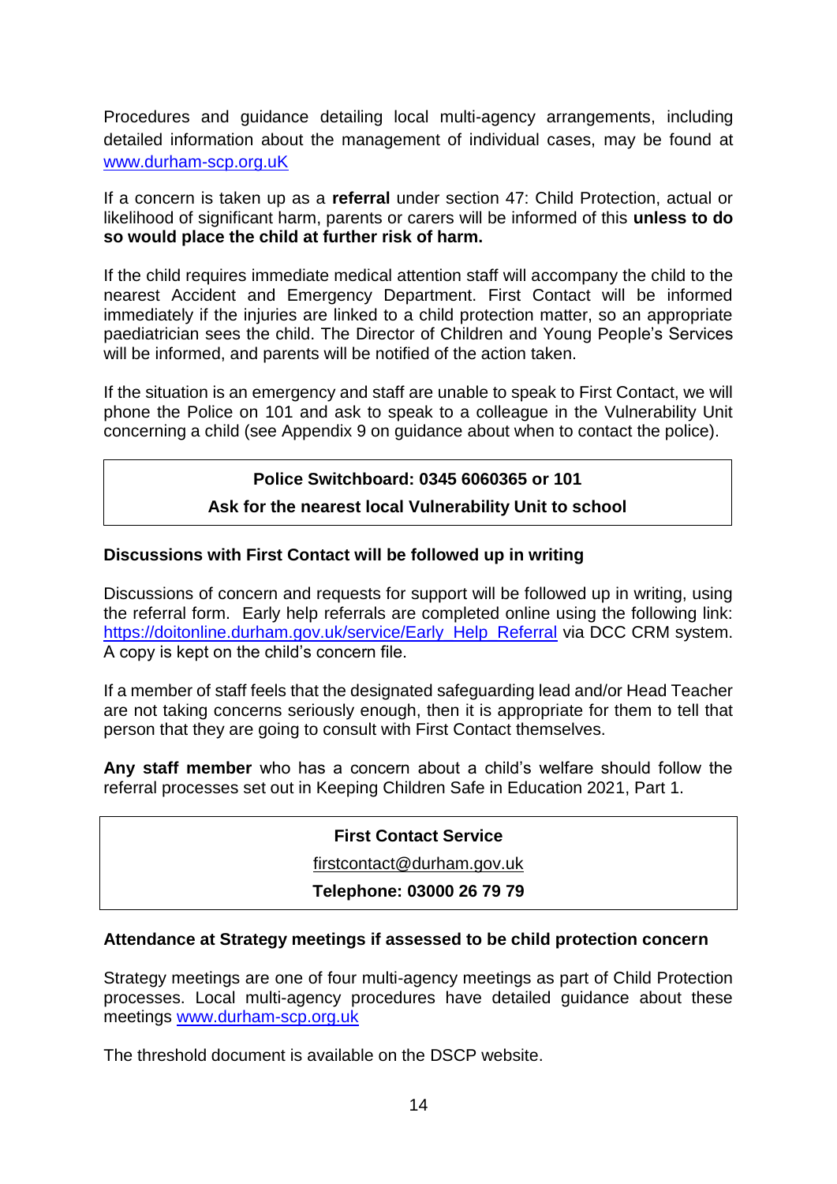Procedures and guidance detailing local multi-agency arrangements, including detailed information about the management of individual cases, may be found at www.durham-scp.org.uK

If a concern is taken up as a **referral** under section 47: Child Protection, actual or likelihood of significant harm, parents or carers will be informed of this **unless to do so would place the child at further risk of harm.**

If the child requires immediate medical attention staff will accompany the child to the nearest Accident and Emergency Department. First Contact will be informed immediately if the injuries are linked to a child protection matter, so an appropriate paediatrician sees the child. The Director of Children and Young People's Services will be informed, and parents will be notified of the action taken.

If the situation is an emergency and staff are unable to speak to First Contact, we will phone the Police on 101 and ask to speak to a colleague in the Vulnerability Unit concerning a child (see Appendix 9 on guidance about when to contact the police).

**Police Switchboard: 0345 6060365 or 101**

**Ask for the nearest local Vulnerability Unit to school**

**Discussions with First Contact will be followed up in writing**

Discussions of concern and requests for support will be followed up in writing, using the referral form. Early help referrals are completed online using the following link: https://doitonline.durham.gov.uk/service/Early_Help_Referral via DCC CRM system. A copy is kept on the child's concern file.

If a member of staff feels that the designated safeguarding lead and/or Head Teacher are not taking concerns seriously enough, then it is appropriate for them to tell that person that they are going to consult with First Contact themselves.

**Any staff member** who has a concern about a child's welfare should follow the referral processes set out in Keeping Children Safe in Education 2021, Part 1.

**First Contact Service**

firstcontact@durham.gov.uk

**Telephone: 03000 26 79 79**

**Attendance at Strategy meetings if assessed to be child protection concern**

Strategy meetings are one of four multi-agency meetings as part of Child Protection processes. Local multi-agency procedures have detailed guidance about these meetings www.durham-scp.org.uk

The threshold document is available on the DSCP website.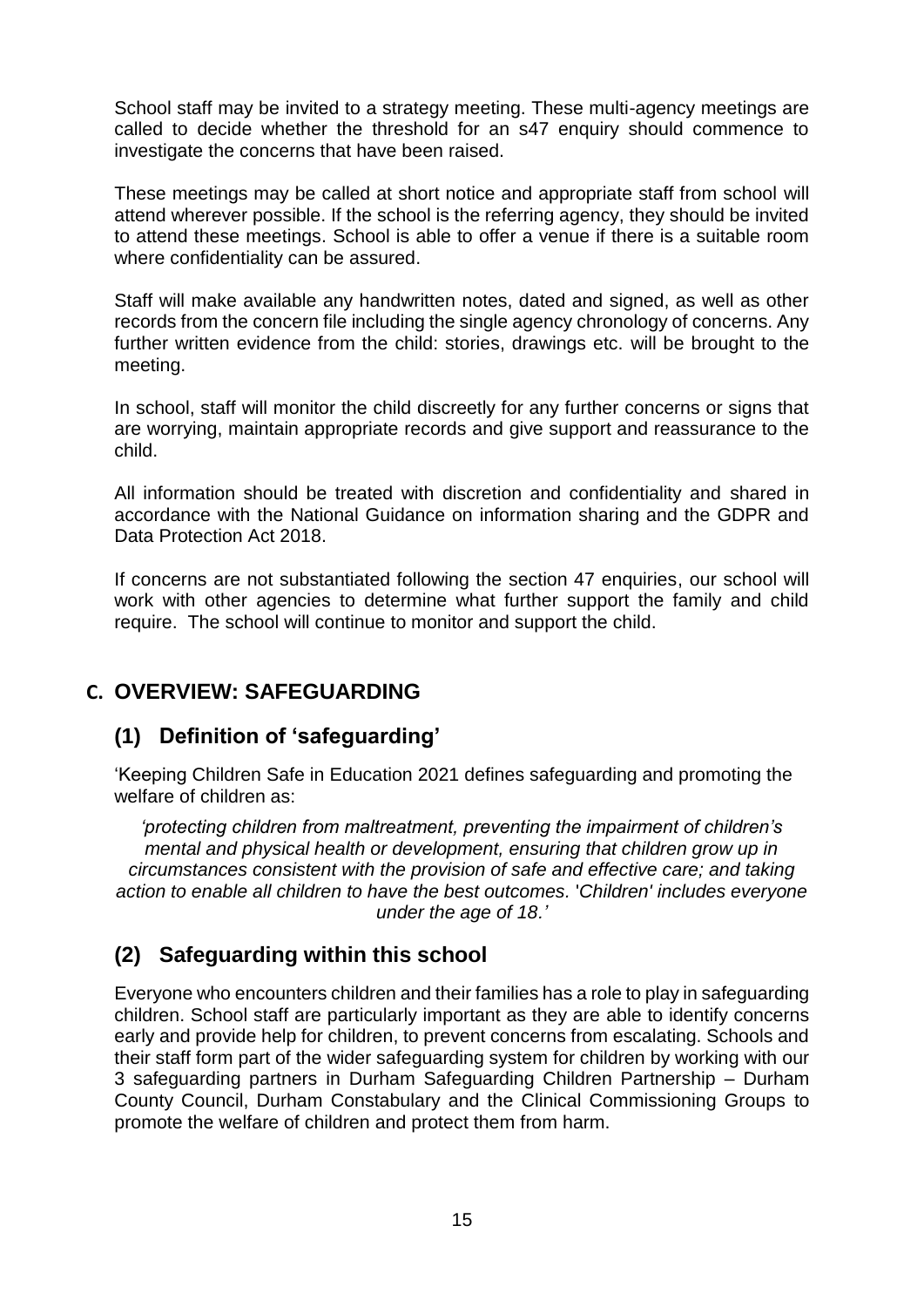School staff may be invited to a strategy meeting. These multi-agency meetings are called to decide whether the threshold for an s47 enquiry should commence to investigate the concerns that have been raised.

These meetings may be called at short notice and appropriate staff from school will attend wherever possible. If the school is the referring agency, they should be invited to attend these meetings. School is able to offer a venue if there is a suitable room where confidentiality can be assured.

Staff will make available any handwritten notes, dated and signed, as well as other records from the concern file including the single agency chronology of concerns. Any further written evidence from the child: stories, drawings etc. will be brought to the meeting.

In school, staff will monitor the child discreetly for any further concerns or signs that are worrying, maintain appropriate records and give support and reassurance to the child.

All information should be treated with discretion and confidentiality and shared in accordance with the National Guidance on information sharing and the GDPR and Data Protection Act 2018.

If concerns are not substantiated following the section 47 enquiries, our school will work with other agencies to determine what further support the family and child require. The school will continue to monitor and support the child.

## C. OVERVIEW: SAFEGUARDING

### (1) Definition of 'safeguarding'

'Keeping Children Safe in Education 2021 defines safeguarding and promoting the welfare of children as:

*'protecting children from maltreatment, preventing the impairment of children's mental and physical health or development, ensuring that children grow up in circumstances consistent with the provision of safe and effective care; and taking action to enable all children to have the best outcomes. 'Children' includes everyone under the age of 18.'*

### (2) Safeguarding within this school

Everyone who encounters children and their families has a role to play in safeguarding children. School staff are particularly important as they are able to identify concerns early and provide help for children, to prevent concerns from escalating. Schools and their staff form part of the wider safeguarding system for children by working with our 3 safeguarding partners in Durham Safeguarding Children Partnership – Durham County Council, Durham Constabulary and the Clinical Commissioning Groups to promote the welfare of children and protect them from harm.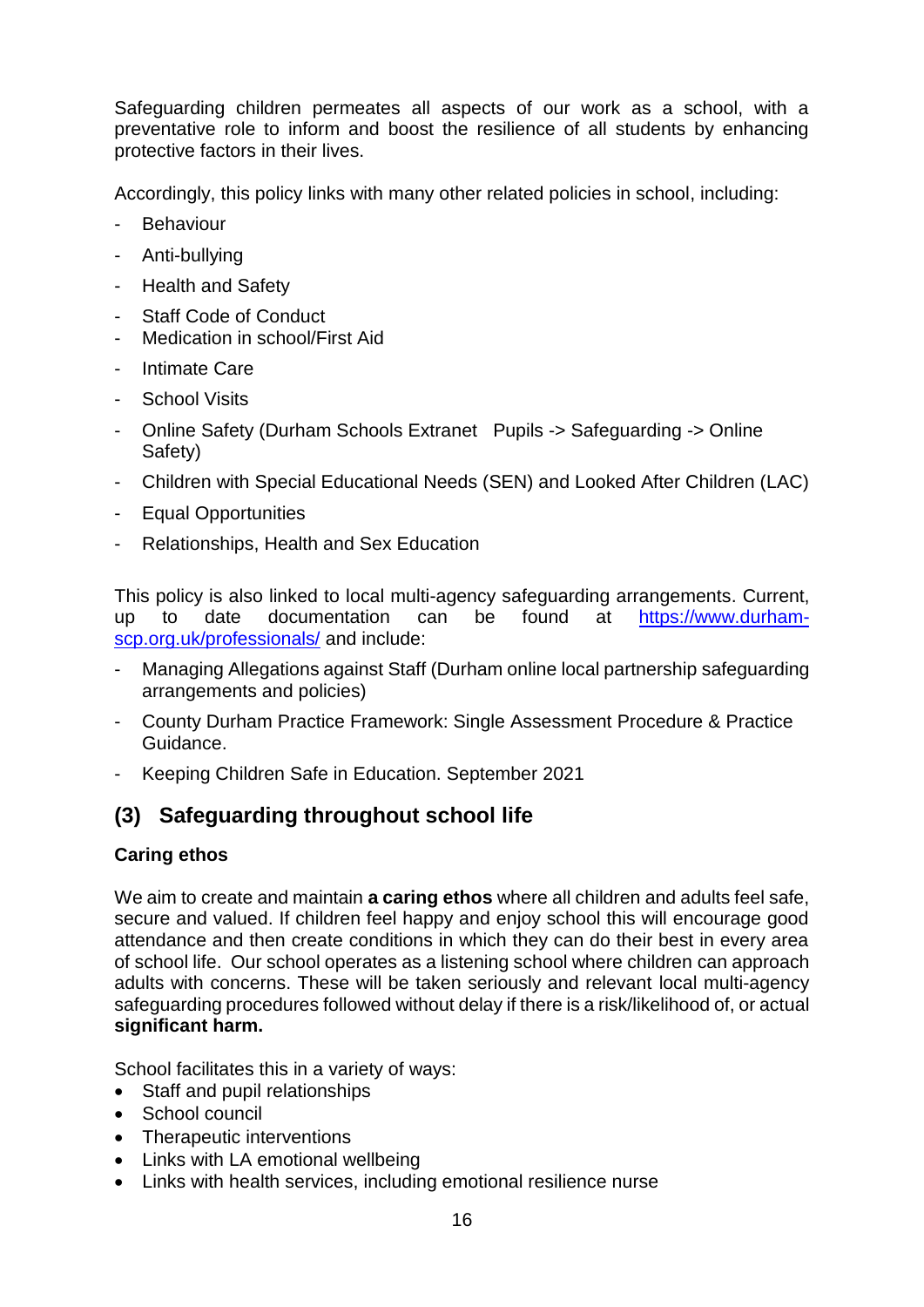Safeguarding children permeates all aspects of our work as a school, with a preventative role to inform and boost the resilience of all students by enhancing protective factors in their lives.

Accordingly, this policy links with many other related policies in school, including:

- Behaviour
- Anti-bullying
- Health and Safety
- Staff Code of Conduct
- Medication in school/First Aid
- Intimate Care
- School Visits
- Online Safety (Durham Schools Extranet Pupils -> Safeguarding -> Online Safety)
- Children with Special Educational Needs (SEN) and Looked After Children (LAC)
- Equal Opportunities
- Relationships, Health and Sex Education

This policy is also linked to local multi-agency safeguarding arrangements. Current, up to date documentation can be found at [https://www.durham-scp.org.uk/professionals/](https://www.durham-scp.org.uk/professionals/) and include:

- Managing Allegations against Staff (Durham online local partnership safeguarding arrangements and policies)
- County Durham Practice Framework: Single Assessment Procedure & Practice Guidance.
- Keeping Children Safe in Education. September 2021

## (3) Safeguarding throughout school life

### Caring ethos

We aim to create and maintain **a caring ethos** where all children and adults feel safe, secure and valued. If children feel happy and enjoy school this will encourage good attendance and then create conditions in which they can do their best in every area of school life. Our school operates as a listening school where children can approach adults with concerns. These will be taken seriously and relevant local multi-agency safeguarding procedures followed without delay if there is a risk/likelihood of, or actual **significant harm.**

School facilitates this in a variety of ways:

- Staff and pupil relationships
- School council
- Therapeutic interventions
- Links with LA emotional wellbeing
- Links with health services, including emotional resilience nurse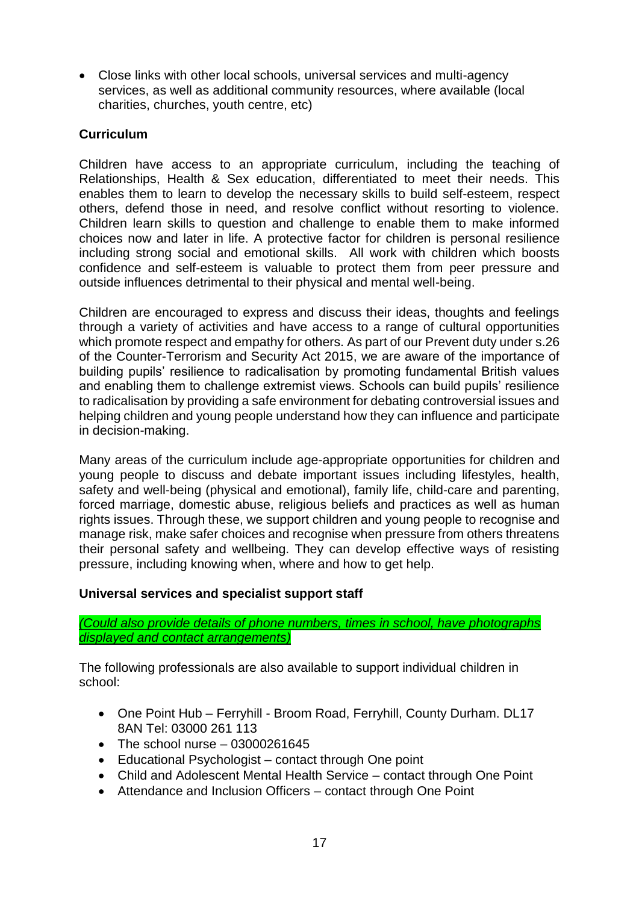- Close links with other local schools, universal services and multi-agency services, as well as additional community resources, where available (local charities, churches, youth centre, etc)

## Curriculum

Children have access to an appropriate curriculum, including the teaching of Relationships, Health & Sex education, differentiated to meet their needs. This enables them to learn to develop the necessary skills to build self-esteem, respect others, defend those in need, and resolve conflict without resorting to violence. Children learn skills to question and challenge to enable them to make informed choices now and later in life. A protective factor for children is personal resilience including strong social and emotional skills. All work with children which boosts confidence and self-esteem is valuable to protect them from peer pressure and outside influences detrimental to their physical and mental well-being.

Children are encouraged to express and discuss their ideas, thoughts and feelings through a variety of activities and have access to a range of cultural opportunities which promote respect and empathy for others. As part of our Prevent duty under s.26 of the Counter-Terrorism and Security Act 2015, we are aware of the importance of building pupils' resilience to radicalisation by promoting fundamental British values and enabling them to challenge extremist views. Schools can build pupils' resilience to radicalisation by providing a safe environment for debating controversial issues and helping children and young people understand how they can influence and participate in decision-making.

Many areas of the curriculum include age-appropriate opportunities for children and young people to discuss and debate important issues including lifestyles, health, safety and well-being (physical and emotional), family life, child-care and parenting, forced marriage, domestic abuse, religious beliefs and practices as well as human rights issues. Through these, we support children and young people to recognise and manage risk, make safer choices and recognise when pressure from others threatens their personal safety and wellbeing. They can develop effective ways of resisting pressure, including knowing when, where and how to get help.

## Universal services and specialist support staff

*(Could also provide details of phone numbers, times in school, have photographs displayed and contact arrangements)*

The following professionals are also available to support individual children in school:

- One Point Hub – Ferryhill - Broom Road, Ferryhill, County Durham. DL17 8AN Tel: 03000 261 113
- The school nurse – 03000261645
- Educational Psychologist – contact through One point
- Child and Adolescent Mental Health Service – contact through One Point
- Attendance and Inclusion Officers – contact through One Point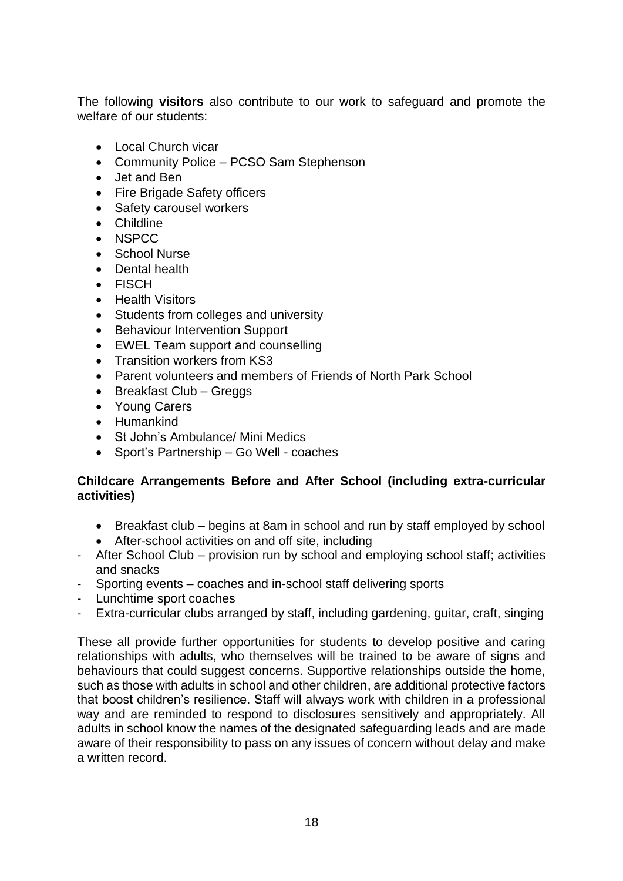The following **visitors** also contribute to our work to safeguard and promote the welfare of our students:

- Local Church vicar
- Community Police – PCSO Sam Stephenson
- Jet and Ben
- Fire Brigade Safety officers
- Safety carousel workers
- Childline
- NSPCC
- School Nurse
- Dental health
- FISCH
- Health Visitors
- Students from colleges and university
- Behaviour Intervention Support
- EWEL Team support and counselling
- Transition workers from KS3
- Parent volunteers and members of Friends of North Park School
- Breakfast Club – Greggs
- Young Carers
- Humankind
- St John's Ambulance/ Mini Medics
- Sport's Partnership – Go Well - coaches

**Childcare Arrangements Before and After School (including extra-curricular activities)**

- Breakfast club – begins at 8am in school and run by staff employed by school
- After-school activities on and off site, including

- After School Club – provision run by school and employing school staff; activities and snacks
- Sporting events – coaches and in-school staff delivering sports
- Lunchtime sport coaches
- Extra-curricular clubs arranged by staff, including gardening, guitar, craft, singing

These all provide further opportunities for students to develop positive and caring relationships with adults, who themselves will be trained to be aware of signs and behaviours that could suggest concerns. Supportive relationships outside the home, such as those with adults in school and other children, are additional protective factors that boost children's resilience. Staff will always work with children in a professional way and are reminded to respond to disclosures sensitively and appropriately. All adults in school know the names of the designated safeguarding leads and are made aware of their responsibility to pass on any issues of concern without delay and make a written record.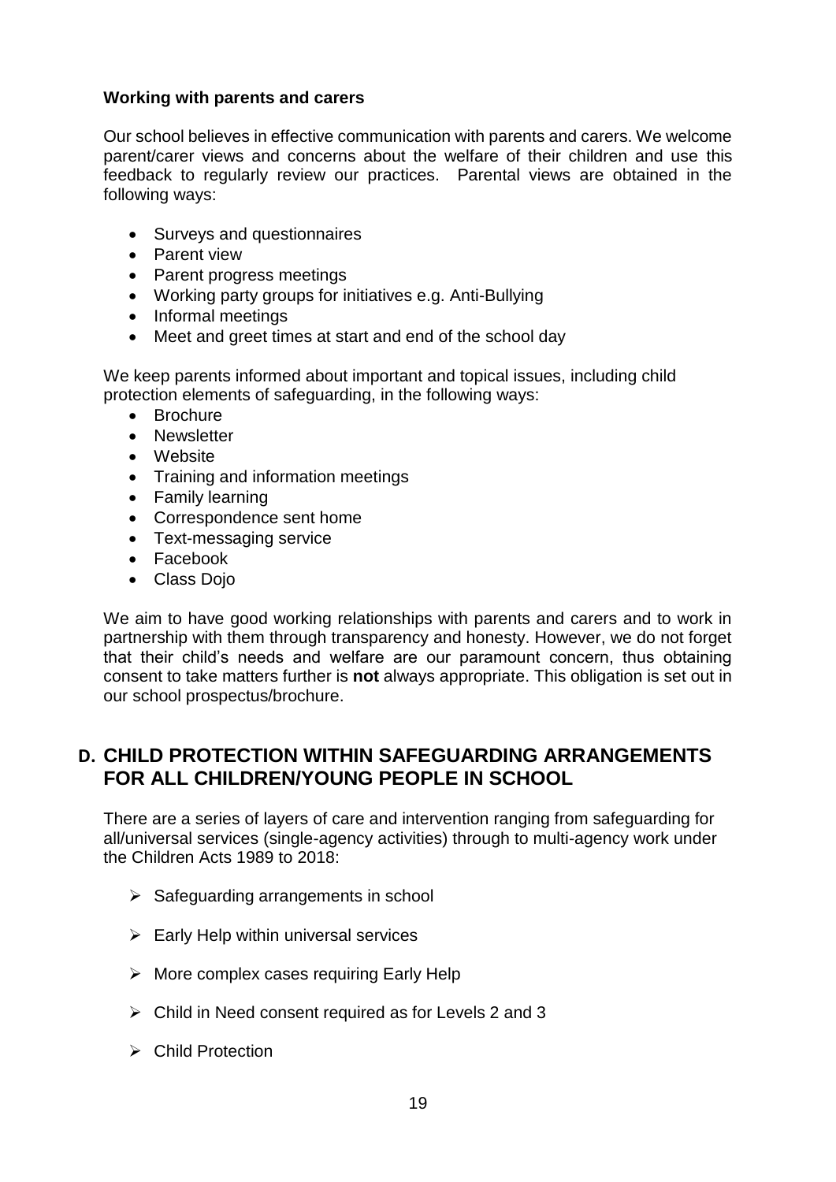**Working with parents and carers**

Our school believes in effective communication with parents and carers. We welcome parent/carer views and concerns about the welfare of their children and use this feedback to regularly review our practices. Parental views are obtained in the following ways:

- Surveys and questionnaires
- Parent view
- Parent progress meetings
- Working party groups for initiatives e.g. Anti-Bullying
- Informal meetings
- Meet and greet times at start and end of the school day

We keep parents informed about important and topical issues, including child protection elements of safeguarding, in the following ways:

- Brochure
- Newsletter
- Website
- Training and information meetings
- Family learning
- Correspondence sent home
- Text-messaging service
- Facebook
- Class Dojo

We aim to have good working relationships with parents and carers and to work in partnership with them through transparency and honesty. However, we do not forget that their child's needs and welfare are our paramount concern, thus obtaining consent to take matters further is **not** always appropriate. This obligation is set out in our school prospectus/brochure.

## D. CHILD PROTECTION WITHIN SAFEGUARDING ARRANGEMENTS FOR ALL CHILDREN/YOUNG PEOPLE IN SCHOOL

There are a series of layers of care and intervention ranging from safeguarding for all/universal services (single-agency activities) through to multi-agency work under the Children Acts 1989 to 2018:

- Safeguarding arrangements in school
- Early Help within universal services
- More complex cases requiring Early Help
- Child in Need consent required as for Levels 2 and 3
- Child Protection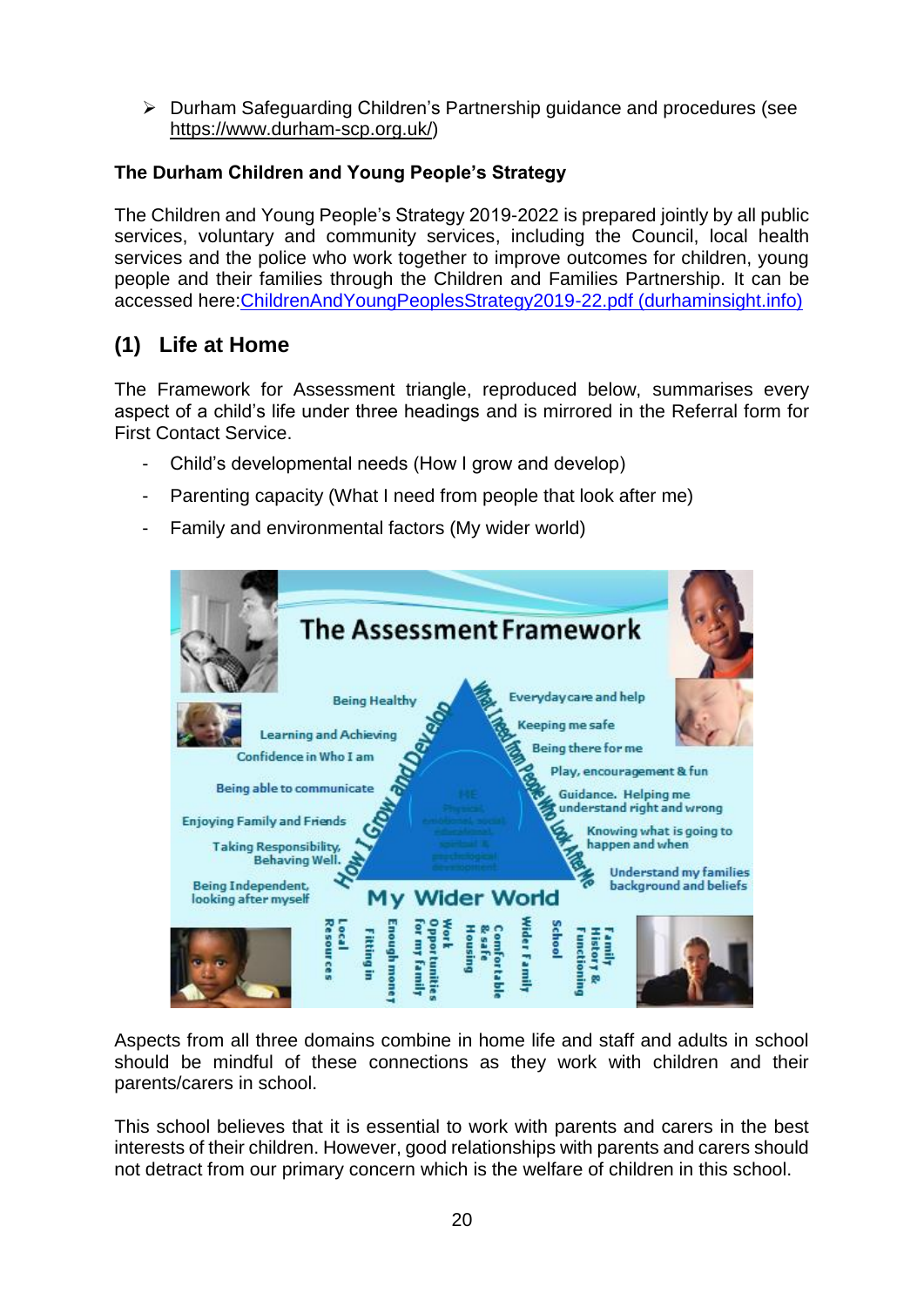- Durham Safeguarding Children's Partnership guidance and procedures (see https://www.durham-scp.org.uk/)

**The Durham Children and Young People's Strategy**

The Children and Young People's Strategy 2019-2022 is prepared jointly by all public services, voluntary and community services, including the Council, local health services and the police who work together to improve outcomes for children, young people and their families through the Children and Families Partnership. It can be accessed here:[ChildrenAndYoungPeoplesStrategy2019-22.pdf (durhaminsight.info)](ChildrenAndYoungPeoplesStrategy2019-22.pdf)

## (1) Life at Home

The Framework for Assessment triangle, reproduced below, summarises every aspect of a child's life under three headings and is mirrored in the Referral form for First Contact Service.

- Child's developmental needs (How I grow and develop)
- Parenting capacity (What I need from people that look after me)
- Family and environmental factors (My wider world)

The Assessment Framework

Being Healthy
Learning and Achieving
Confidence in Who I am
Being able to communicate
Enjoying Family and Friends
Taking Responsibility, Behaving Well.
Being Independent, looking after myself

Everyday care and help
Keeping me safe
Being there for me
Play, encouragement & fun
Guidance. Helping me understand right and wrong
Knowing what is going to happen and when
Understand my families background and beliefs

How I Grow and Develop
What I need from People Who look After Me
ME
My Wider World

Local Resources
Fitting in
Enough money
Work Opportunities for my family
Housing
Comfortable & safe
Wider Family
School
Family History & Functioning

Aspects from all three domains combine in home life and staff and adults in school should be mindful of these connections as they work with children and their parents/carers in school.

This school believes that it is essential to work with parents and carers in the best interests of their children. However, good relationships with parents and carers should not detract from our primary concern which is the welfare of children in this school.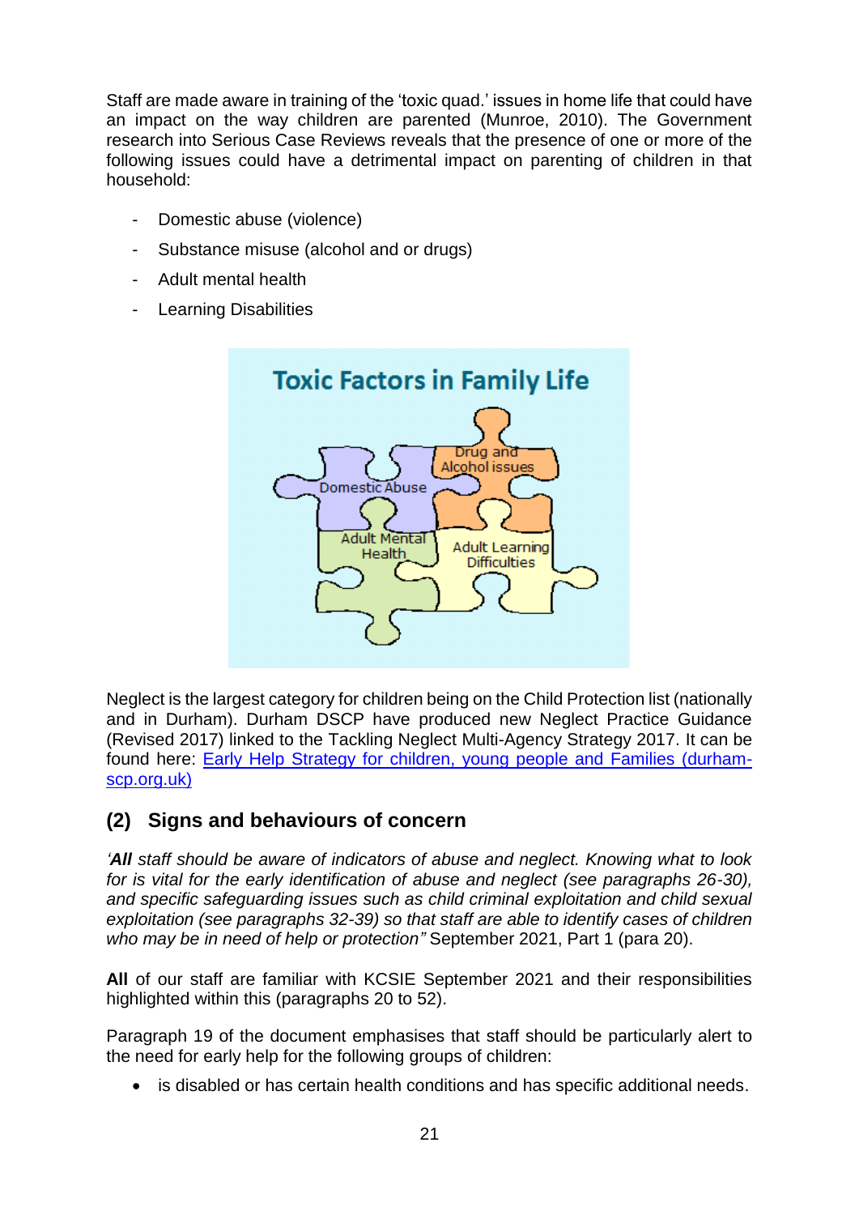Staff are made aware in training of the 'toxic quad.' issues in home life that could have an impact on the way children are parented (Munroe, 2010). The Government research into Serious Case Reviews reveals that the presence of one or more of the following issues could have a detrimental impact on parenting of children in that household:

- Domestic abuse (violence)
- Substance misuse (alcohol and or drugs)
- Adult mental health
- Learning Disabilities

**Toxic Factors in Family Life**

Domestic Abuse

Drug and Alcohol issues

Adult Mental Health

Adult Learning Difficulties

Neglect is the largest category for children being on the Child Protection list (nationally and in Durham). Durham DSCP have produced new Neglect Practice Guidance (Revised 2017) linked to the Tackling Neglect Multi-Agency Strategy 2017. It can be found here: [Early Help Strategy for children, young people and Families (durham-scp.org.uk)](durham-scp.org.uk)

## (2) Signs and behaviours of concern

*'**All** staff should be aware of indicators of abuse and neglect. Knowing what to look for is vital for the early identification of abuse and neglect (see paragraphs 26-30), and specific safeguarding issues such as child criminal exploitation and child sexual exploitation (see paragraphs 32-39) so that staff are able to identify cases of children who may be in need of help or protection"* September 2021, Part 1 (para 20).

**All** of our staff are familiar with KCSIE September 2021 and their responsibilities highlighted within this (paragraphs 20 to 52).

Paragraph 19 of the document emphasises that staff should be particularly alert to the need for early help for the following groups of children:

- is disabled or has certain health conditions and has specific additional needs.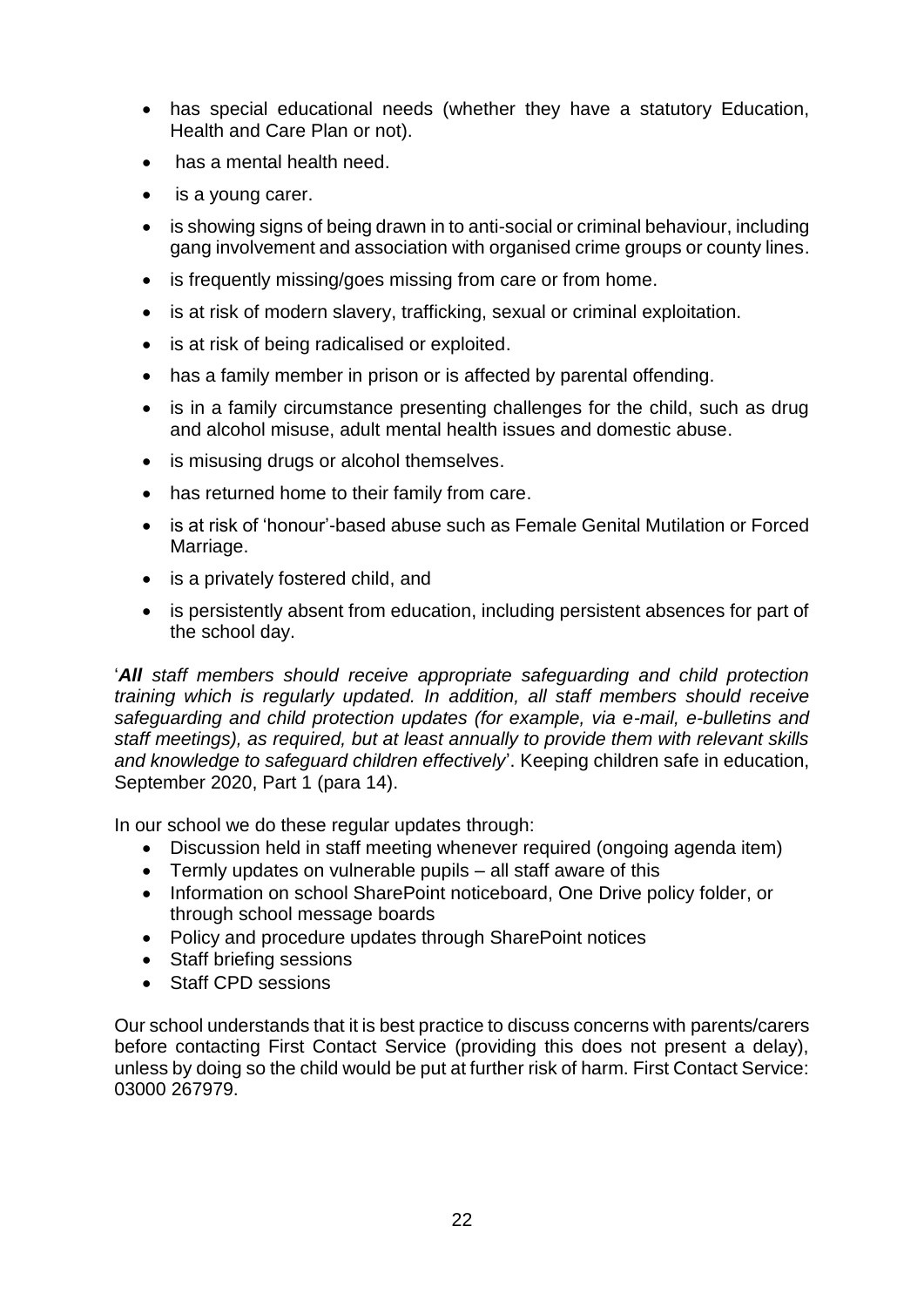- has special educational needs (whether they have a statutory Education, Health and Care Plan or not).
- has a mental health need.
- is a young carer.
- is showing signs of being drawn in to anti-social or criminal behaviour, including gang involvement and association with organised crime groups or county lines.
- is frequently missing/goes missing from care or from home.
- is at risk of modern slavery, trafficking, sexual or criminal exploitation.
- is at risk of being radicalised or exploited.
- has a family member in prison or is affected by parental offending.
- is in a family circumstance presenting challenges for the child, such as drug and alcohol misuse, adult mental health issues and domestic abuse.
- is misusing drugs or alcohol themselves.
- has returned home to their family from care.
- is at risk of 'honour'-based abuse such as Female Genital Mutilation or Forced Marriage.
- is a privately fostered child, and
- is persistently absent from education, including persistent absences for part of the school day.

'***All*** *staff members should receive appropriate safeguarding and child protection training which is regularly updated. In addition, all staff members should receive safeguarding and child protection updates (for example, via e-mail, e-bulletins and staff meetings), as required, but at least annually to provide them with relevant skills and knowledge to safeguard children effectively*'. Keeping children safe in education, September 2020, Part 1 (para 14).

In our school we do these regular updates through:

- Discussion held in staff meeting whenever required (ongoing agenda item)
- Termly updates on vulnerable pupils – all staff aware of this
- Information on school SharePoint noticeboard, One Drive policy folder, or through school message boards
- Policy and procedure updates through SharePoint notices
- Staff briefing sessions
- Staff CPD sessions

Our school understands that it is best practice to discuss concerns with parents/carers before contacting First Contact Service (providing this does not present a delay), unless by doing so the child would be put at further risk of harm. First Contact Service: 03000 267979.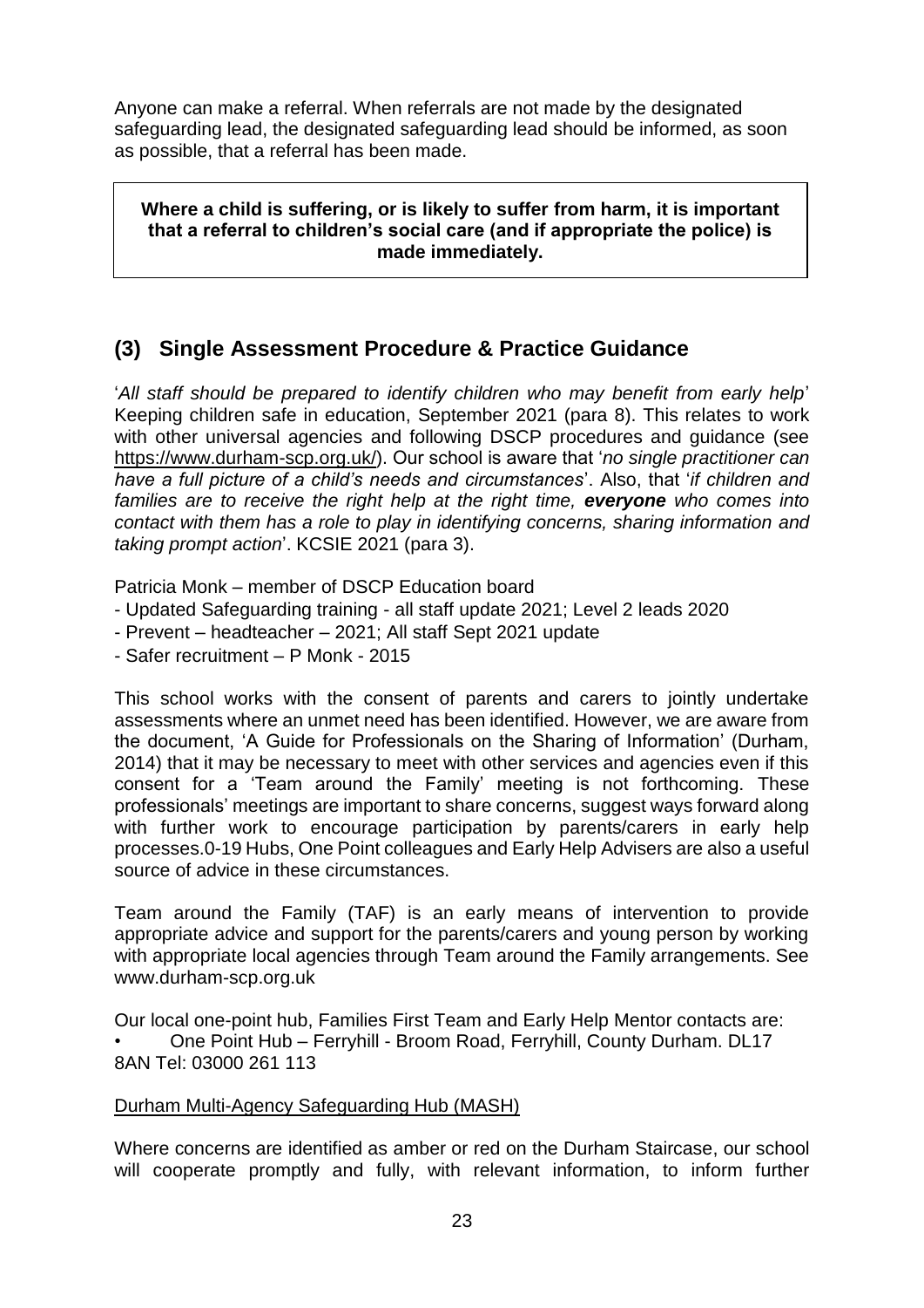Anyone can make a referral. When referrals are not made by the designated safeguarding lead, the designated safeguarding lead should be informed, as soon as possible, that a referral has been made.

> **Where a child is suffering, or is likely to suffer from harm, it is important that a referral to children's social care (and if appropriate the police) is made immediately.**

## (3) Single Assessment Procedure & Practice Guidance

'*All staff should be prepared to identify children who may benefit from early help*' Keeping children safe in education, September 2021 (para 8). This relates to work with other universal agencies and following DSCP procedures and guidance (see https://www.durham-scp.org.uk/). Our school is aware that '*no single practitioner can have a full picture of a child's needs and circumstances*'. Also, that '*if children and families are to receive the right help at the right time, **everyone** who comes into contact with them has a role to play in identifying concerns, sharing information and taking prompt action*'. KCSIE 2021 (para 3).

Patricia Monk – member of DSCP Education board

- Updated Safeguarding training - all staff update 2021; Level 2 leads 2020
- Prevent – headteacher – 2021; All staff Sept 2021 update
- Safer recruitment – P Monk - 2015

This school works with the consent of parents and carers to jointly undertake assessments where an unmet need has been identified. However, we are aware from the document, 'A Guide for Professionals on the Sharing of Information' (Durham, 2014) that it may be necessary to meet with other services and agencies even if this consent for a 'Team around the Family' meeting is not forthcoming. These professionals' meetings are important to share concerns, suggest ways forward along with further work to encourage participation by parents/carers in early help processes.0-19 Hubs, One Point colleagues and Early Help Advisers are also a useful source of advice in these circumstances.

Team around the Family (TAF) is an early means of intervention to provide appropriate advice and support for the parents/carers and young person by working with appropriate local agencies through Team around the Family arrangements. See www.durham-scp.org.uk

Our local one-point hub, Families First Team and Early Help Mentor contacts are:

- One Point Hub – Ferryhill - Broom Road, Ferryhill, County Durham. DL17 8AN Tel: 03000 261 113

Durham Multi-Agency Safeguarding Hub (MASH)

Where concerns are identified as amber or red on the Durham Staircase, our school will cooperate promptly and fully, with relevant information, to inform further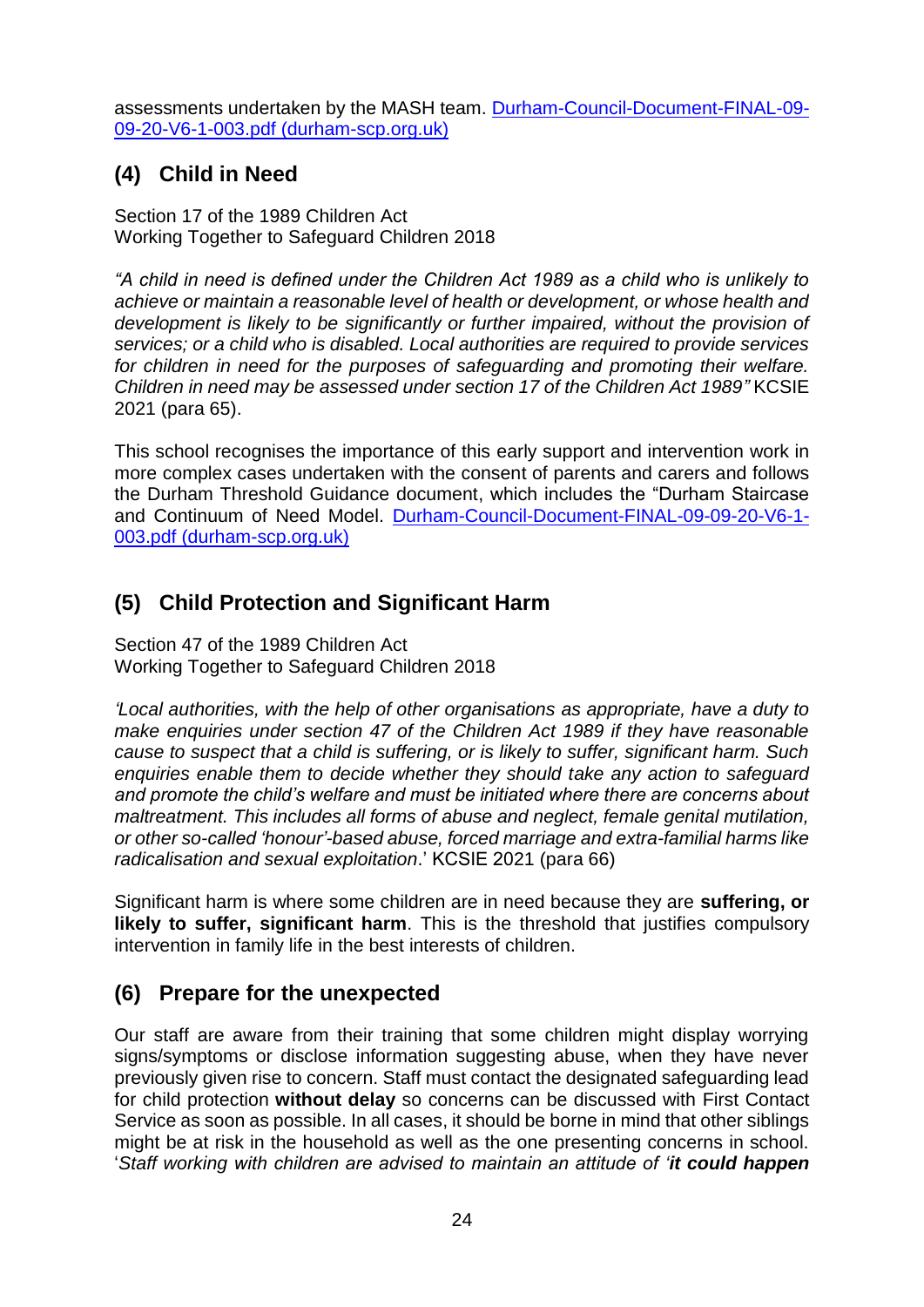assessments undertaken by the MASH team. [Durham-Council-Document-FINAL-09-09-20-V6-1-003.pdf (durham-scp.org.uk)]

## (4) Child in Need

Section 17 of the 1989 Children Act
Working Together to Safeguard Children 2018

*"A child in need is defined under the Children Act 1989 as a child who is unlikely to achieve or maintain a reasonable level of health or development, or whose health and development is likely to be significantly or further impaired, without the provision of services; or a child who is disabled. Local authorities are required to provide services for children in need for the purposes of safeguarding and promoting their welfare. Children in need may be assessed under section 17 of the Children Act 1989"* KCSIE 2021 (para 65).

This school recognises the importance of this early support and intervention work in more complex cases undertaken with the consent of parents and carers and follows the Durham Threshold Guidance document, which includes the "Durham Staircase and Continuum of Need Model. [Durham-Council-Document-FINAL-09-09-20-V6-1-003.pdf (durham-scp.org.uk)]

## (5) Child Protection and Significant Harm

Section 47 of the 1989 Children Act
Working Together to Safeguard Children 2018

*'Local authorities, with the help of other organisations as appropriate, have a duty to make enquiries under section 47 of the Children Act 1989 if they have reasonable cause to suspect that a child is suffering, or is likely to suffer, significant harm. Such enquiries enable them to decide whether they should take any action to safeguard and promote the child's welfare and must be initiated where there are concerns about maltreatment. This includes all forms of abuse and neglect, female genital mutilation, or other so-called 'honour'-based abuse, forced marriage and extra-familial harms like radicalisation and sexual exploitation*.' KCSIE 2021 (para 66)

Significant harm is where some children are in need because they are **suffering, or likely to suffer, significant harm**. This is the threshold that justifies compulsory intervention in family life in the best interests of children.

## (6) Prepare for the unexpected

Our staff are aware from their training that some children might display worrying signs/symptoms or disclose information suggesting abuse, when they have never previously given rise to concern. Staff must contact the designated safeguarding lead for child protection **without delay** so concerns can be discussed with First Contact Service as soon as possible. In all cases, it should be borne in mind that other siblings might be at risk in the household as well as the one presenting concerns in school. '*Staff working with children are advised to maintain an attitude of '**it could happen***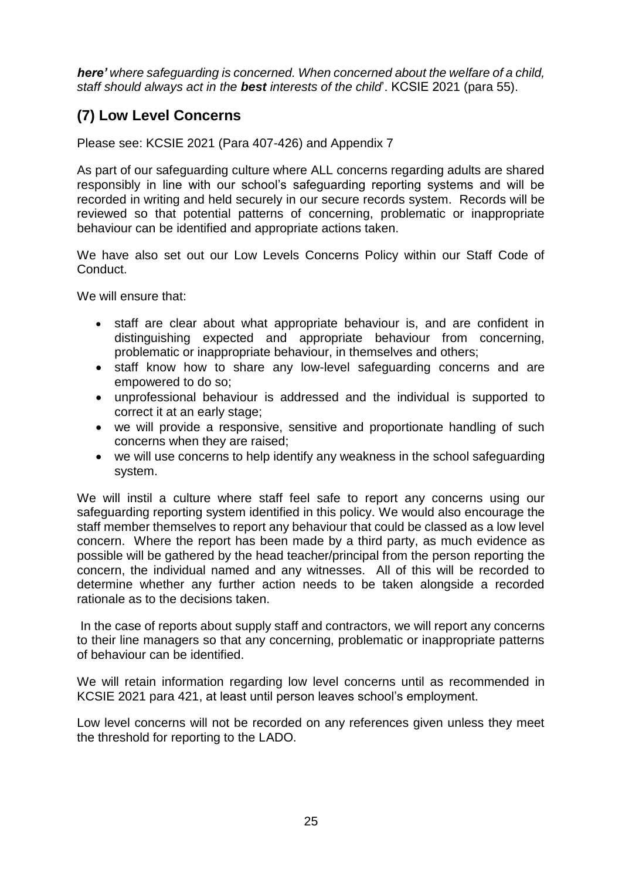***here'*** *where safeguarding is concerned. When concerned about the welfare of a child, staff should always act in the* ***best*** *interests of the child*'. KCSIE 2021 (para 55).

## (7) Low Level Concerns

Please see: KCSIE 2021 (Para 407-426) and Appendix 7

As part of our safeguarding culture where ALL concerns regarding adults are shared responsibly in line with our school's safeguarding reporting systems and will be recorded in writing and held securely in our secure records system. Records will be reviewed so that potential patterns of concerning, problematic or inappropriate behaviour can be identified and appropriate actions taken.

We have also set out our Low Levels Concerns Policy within our Staff Code of Conduct.

We will ensure that:

- staff are clear about what appropriate behaviour is, and are confident in distinguishing expected and appropriate behaviour from concerning, problematic or inappropriate behaviour, in themselves and others;
- staff know how to share any low-level safeguarding concerns and are empowered to do so;
- unprofessional behaviour is addressed and the individual is supported to correct it at an early stage;
- we will provide a responsive, sensitive and proportionate handling of such concerns when they are raised;
- we will use concerns to help identify any weakness in the school safeguarding system.

We will instil a culture where staff feel safe to report any concerns using our safeguarding reporting system identified in this policy. We would also encourage the staff member themselves to report any behaviour that could be classed as a low level concern. Where the report has been made by a third party, as much evidence as possible will be gathered by the head teacher/principal from the person reporting the concern, the individual named and any witnesses. All of this will be recorded to determine whether any further action needs to be taken alongside a recorded rationale as to the decisions taken.

In the case of reports about supply staff and contractors, we will report any concerns to their line managers so that any concerning, problematic or inappropriate patterns of behaviour can be identified.

We will retain information regarding low level concerns until as recommended in KCSIE 2021 para 421, at least until person leaves school's employment.

Low level concerns will not be recorded on any references given unless they meet the threshold for reporting to the LADO.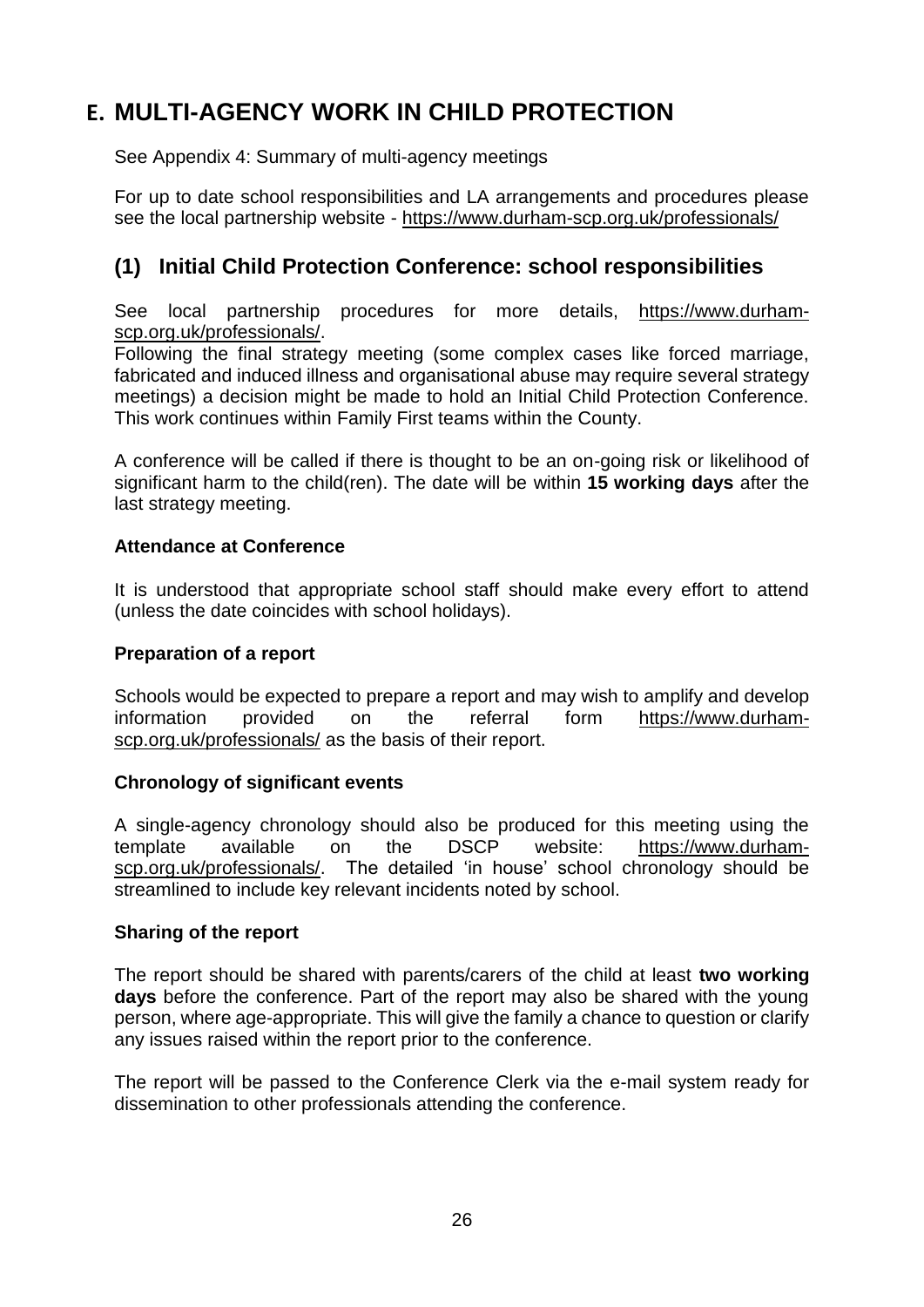# E. MULTI-AGENCY WORK IN CHILD PROTECTION

See Appendix 4: Summary of multi-agency meetings

For up to date school responsibilities and LA arrangements and procedures please see the local partnership website - https://www.durham-scp.org.uk/professionals/

## (1) Initial Child Protection Conference: school responsibilities

See local partnership procedures for more details, https://www.durham-scp.org.uk/professionals/.
Following the final strategy meeting (some complex cases like forced marriage, fabricated and induced illness and organisational abuse may require several strategy meetings) a decision might be made to hold an Initial Child Protection Conference. This work continues within Family First teams within the County.

A conference will be called if there is thought to be an on-going risk or likelihood of significant harm to the child(ren). The date will be within **15 working days** after the last strategy meeting.

**Attendance at Conference**

It is understood that appropriate school staff should make every effort to attend (unless the date coincides with school holidays).

**Preparation of a report**

Schools would be expected to prepare a report and may wish to amplify and develop information provided on the referral form https://www.durham-scp.org.uk/professionals/ as the basis of their report.

**Chronology of significant events**

A single-agency chronology should also be produced for this meeting using the template available on the DSCP website: https://www.durham-scp.org.uk/professionals/. The detailed 'in house' school chronology should be streamlined to include key relevant incidents noted by school.

**Sharing of the report**

The report should be shared with parents/carers of the child at least **two working days** before the conference. Part of the report may also be shared with the young person, where age-appropriate. This will give the family a chance to question or clarify any issues raised within the report prior to the conference.

The report will be passed to the Conference Clerk via the e-mail system ready for dissemination to other professionals attending the conference.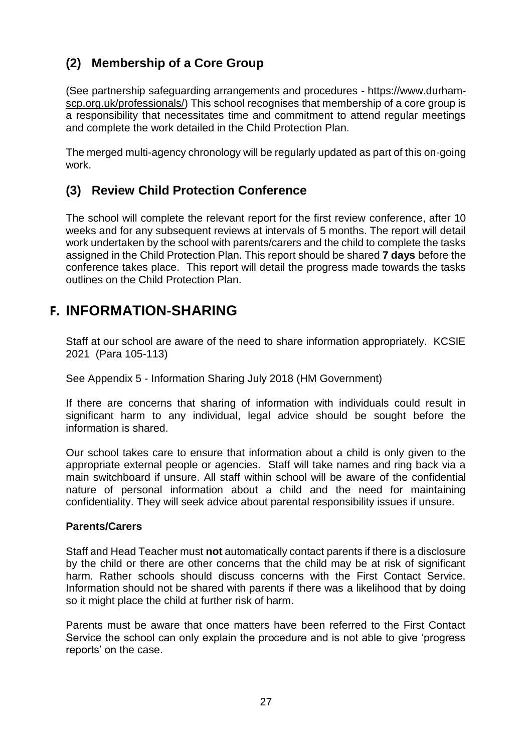## (2) Membership of a Core Group

(See partnership safeguarding arrangements and procedures - https://www.durham-scp.org.uk/professionals/) This school recognises that membership of a core group is a responsibility that necessitates time and commitment to attend regular meetings and complete the work detailed in the Child Protection Plan.

The merged multi-agency chronology will be regularly updated as part of this on-going work.

## (3) Review Child Protection Conference

The school will complete the relevant report for the first review conference, after 10 weeks and for any subsequent reviews at intervals of 5 months. The report will detail work undertaken by the school with parents/carers and the child to complete the tasks assigned in the Child Protection Plan. This report should be shared **7 days** before the conference takes place. This report will detail the progress made towards the tasks outlines on the Child Protection Plan.

# F. INFORMATION-SHARING

Staff at our school are aware of the need to share information appropriately. KCSIE 2021 (Para 105-113)

See Appendix 5 - Information Sharing July 2018 (HM Government)

If there are concerns that sharing of information with individuals could result in significant harm to any individual, legal advice should be sought before the information is shared.

Our school takes care to ensure that information about a child is only given to the appropriate external people or agencies. Staff will take names and ring back via a main switchboard if unsure. All staff within school will be aware of the confidential nature of personal information about a child and the need for maintaining confidentiality. They will seek advice about parental responsibility issues if unsure.

**Parents/Carers**

Staff and Head Teacher must **not** automatically contact parents if there is a disclosure by the child or there are other concerns that the child may be at risk of significant harm. Rather schools should discuss concerns with the First Contact Service. Information should not be shared with parents if there was a likelihood that by doing so it might place the child at further risk of harm.

Parents must be aware that once matters have been referred to the First Contact Service the school can only explain the procedure and is not able to give 'progress reports' on the case.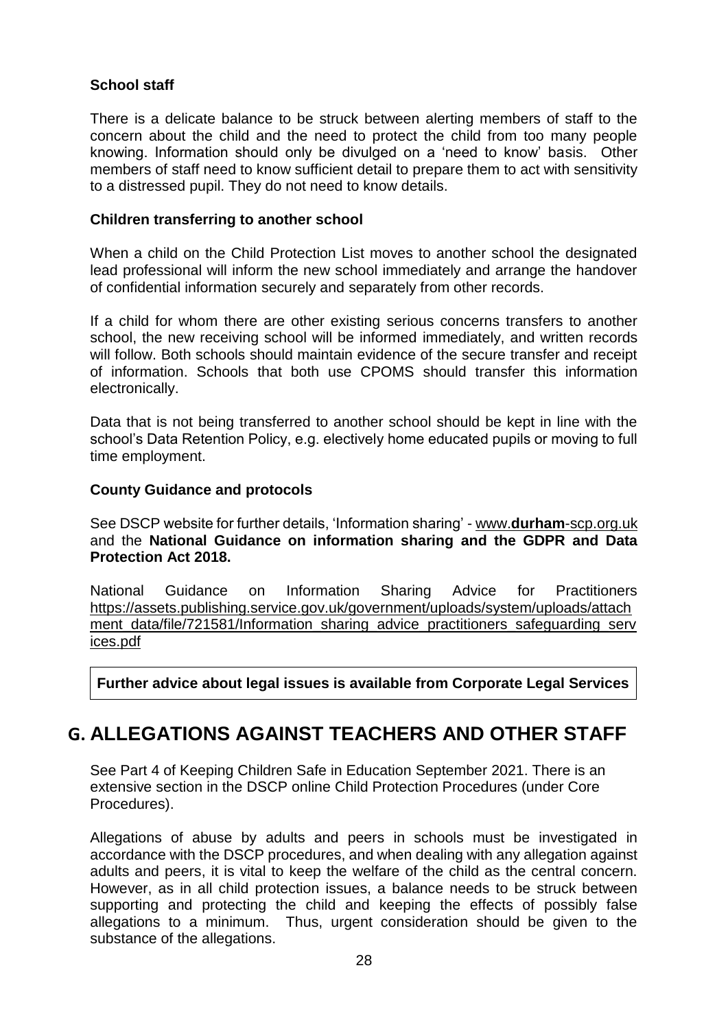### School staff

There is a delicate balance to be struck between alerting members of staff to the concern about the child and the need to protect the child from too many people knowing. Information should only be divulged on a 'need to know' basis. Other members of staff need to know sufficient detail to prepare them to act with sensitivity to a distressed pupil. They do not need to know details.

### Children transferring to another school

When a child on the Child Protection List moves to another school the designated lead professional will inform the new school immediately and arrange the handover of confidential information securely and separately from other records.

If a child for whom there are other existing serious concerns transfers to another school, the new receiving school will be informed immediately, and written records will follow. Both schools should maintain evidence of the secure transfer and receipt of information. Schools that both use CPOMS should transfer this information electronically.

Data that is not being transferred to another school should be kept in line with the school's Data Retention Policy, e.g. electively home educated pupils or moving to full time employment.

### County Guidance and protocols

See DSCP website for further details, 'Information sharing' - www.**durham**-scp.org.uk and the **National Guidance on information sharing and the GDPR and Data Protection Act 2018.**

National Guidance on Information Sharing Advice for Practitioners https://assets.publishing.service.gov.uk/government/uploads/system/uploads/attachment_data/file/721581/Information_sharing_advice_practitioners_safeguarding_services.pdf

**Further advice about legal issues is available from Corporate Legal Services**

## G. ALLEGATIONS AGAINST TEACHERS AND OTHER STAFF

See Part 4 of Keeping Children Safe in Education September 2021. There is an extensive section in the DSCP online Child Protection Procedures (under Core Procedures).

Allegations of abuse by adults and peers in schools must be investigated in accordance with the DSCP procedures, and when dealing with any allegation against adults and peers, it is vital to keep the welfare of the child as the central concern. However, as in all child protection issues, a balance needs to be struck between supporting and protecting the child and keeping the effects of possibly false allegations to a minimum. Thus, urgent consideration should be given to the substance of the allegations.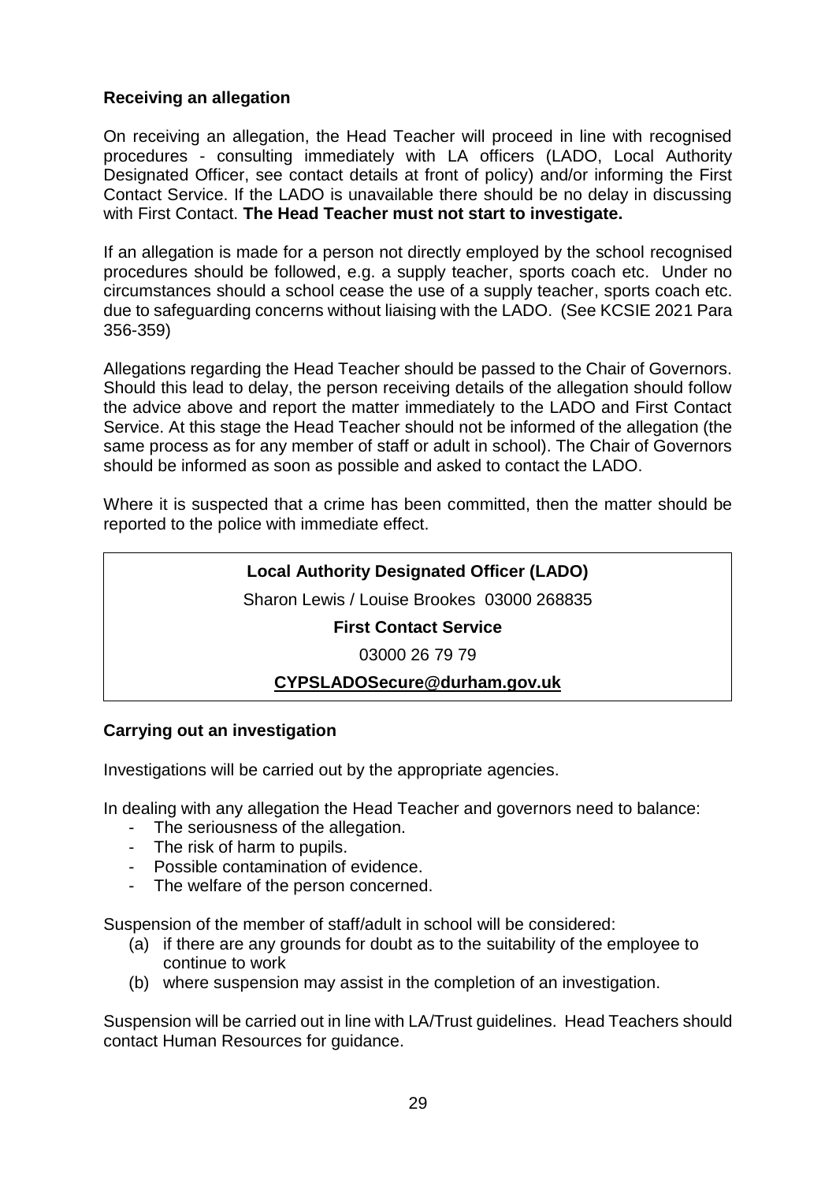### Receiving an allegation

On receiving an allegation, the Head Teacher will proceed in line with recognised procedures - consulting immediately with LA officers (LADO, Local Authority Designated Officer, see contact details at front of policy) and/or informing the First Contact Service. If the LADO is unavailable there should be no delay in discussing with First Contact. **The Head Teacher must not start to investigate.**

If an allegation is made for a person not directly employed by the school recognised procedures should be followed, e.g. a supply teacher, sports coach etc. Under no circumstances should a school cease the use of a supply teacher, sports coach etc. due to safeguarding concerns without liaising with the LADO. (See KCSIE 2021 Para 356-359)

Allegations regarding the Head Teacher should be passed to the Chair of Governors. Should this lead to delay, the person receiving details of the allegation should follow the advice above and report the matter immediately to the LADO and First Contact Service. At this stage the Head Teacher should not be informed of the allegation (the same process as for any member of staff or adult in school). The Chair of Governors should be informed as soon as possible and asked to contact the LADO.

Where it is suspected that a crime has been committed, then the matter should be reported to the police with immediate effect.

**Local Authority Designated Officer (LADO)**

Sharon Lewis / Louise Brookes 03000 268835

**First Contact Service**

03000 26 79 79

**CYPSLADOSecure@durham.gov.uk**

### Carrying out an investigation

Investigations will be carried out by the appropriate agencies.

In dealing with any allegation the Head Teacher and governors need to balance:

- The seriousness of the allegation.
- The risk of harm to pupils.
- Possible contamination of evidence.
- The welfare of the person concerned.

Suspension of the member of staff/adult in school will be considered:

(a) if there are any grounds for doubt as to the suitability of the employee to continue to work
(b) where suspension may assist in the completion of an investigation.

Suspension will be carried out in line with LA/Trust guidelines. Head Teachers should contact Human Resources for guidance.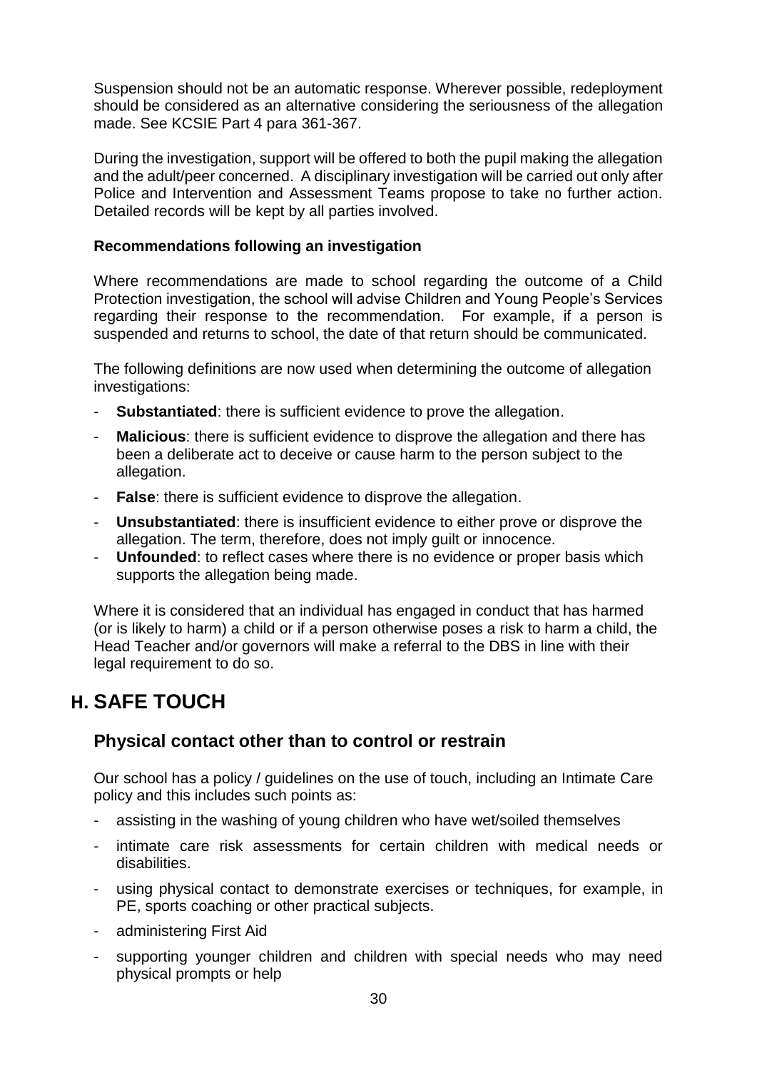Suspension should not be an automatic response. Wherever possible, redeployment should be considered as an alternative considering the seriousness of the allegation made. See KCSIE Part 4 para 361-367.

During the investigation, support will be offered to both the pupil making the allegation and the adult/peer concerned. A disciplinary investigation will be carried out only after Police and Intervention and Assessment Teams propose to take no further action. Detailed records will be kept by all parties involved.

**Recommendations following an investigation**

Where recommendations are made to school regarding the outcome of a Child Protection investigation, the school will advise Children and Young People's Services regarding their response to the recommendation. For example, if a person is suspended and returns to school, the date of that return should be communicated.

The following definitions are now used when determining the outcome of allegation investigations:

- **Substantiated**: there is sufficient evidence to prove the allegation.
- **Malicious**: there is sufficient evidence to disprove the allegation and there has been a deliberate act to deceive or cause harm to the person subject to the allegation.
- **False**: there is sufficient evidence to disprove the allegation.
- **Unsubstantiated**: there is insufficient evidence to either prove or disprove the allegation. The term, therefore, does not imply guilt or innocence.
- **Unfounded**: to reflect cases where there is no evidence or proper basis which supports the allegation being made.

Where it is considered that an individual has engaged in conduct that has harmed (or is likely to harm) a child or if a person otherwise poses a risk to harm a child, the Head Teacher and/or governors will make a referral to the DBS in line with their legal requirement to do so.

# H. SAFE TOUCH

## Physical contact other than to control or restrain

Our school has a policy / guidelines on the use of touch, including an Intimate Care policy and this includes such points as:

- assisting in the washing of young children who have wet/soiled themselves
- intimate care risk assessments for certain children with medical needs or disabilities.
- using physical contact to demonstrate exercises or techniques, for example, in PE, sports coaching or other practical subjects.
- administering First Aid
- supporting younger children and children with special needs who may need physical prompts or help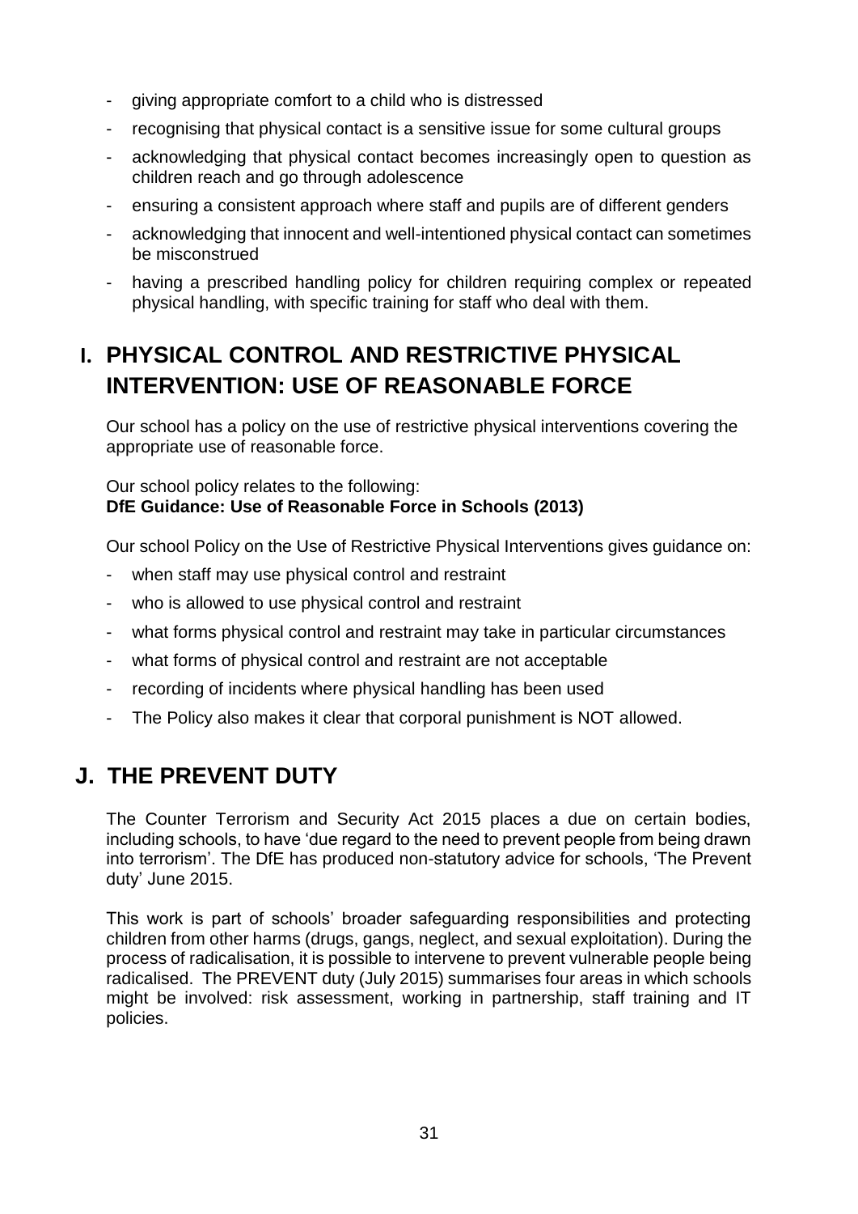- giving appropriate comfort to a child who is distressed
- recognising that physical contact is a sensitive issue for some cultural groups
- acknowledging that physical contact becomes increasingly open to question as children reach and go through adolescence
- ensuring a consistent approach where staff and pupils are of different genders
- acknowledging that innocent and well-intentioned physical contact can sometimes be misconstrued
- having a prescribed handling policy for children requiring complex or repeated physical handling, with specific training for staff who deal with them.

## I. PHYSICAL CONTROL AND RESTRICTIVE PHYSICAL INTERVENTION: USE OF REASONABLE FORCE

Our school has a policy on the use of restrictive physical interventions covering the appropriate use of reasonable force.

Our school policy relates to the following:
**DfE Guidance: Use of Reasonable Force in Schools (2013)**

Our school Policy on the Use of Restrictive Physical Interventions gives guidance on:

- when staff may use physical control and restraint
- who is allowed to use physical control and restraint
- what forms physical control and restraint may take in particular circumstances
- what forms of physical control and restraint are not acceptable
- recording of incidents where physical handling has been used
- The Policy also makes it clear that corporal punishment is NOT allowed.

## J. THE PREVENT DUTY

The Counter Terrorism and Security Act 2015 places a due on certain bodies, including schools, to have 'due regard to the need to prevent people from being drawn into terrorism'. The DfE has produced non-statutory advice for schools, 'The Prevent duty' June 2015.

This work is part of schools' broader safeguarding responsibilities and protecting children from other harms (drugs, gangs, neglect, and sexual exploitation). During the process of radicalisation, it is possible to intervene to prevent vulnerable people being radicalised. The PREVENT duty (July 2015) summarises four areas in which schools might be involved: risk assessment, working in partnership, staff training and IT policies.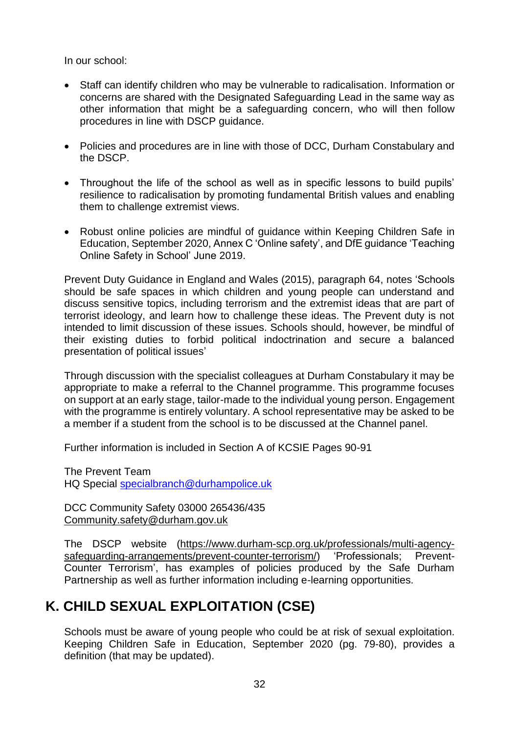In our school:

- Staff can identify children who may be vulnerable to radicalisation. Information or concerns are shared with the Designated Safeguarding Lead in the same way as other information that might be a safeguarding concern, who will then follow procedures in line with DSCP guidance.
- Policies and procedures are in line with those of DCC, Durham Constabulary and the DSCP.
- Throughout the life of the school as well as in specific lessons to build pupils' resilience to radicalisation by promoting fundamental British values and enabling them to challenge extremist views.
- Robust online policies are mindful of guidance within Keeping Children Safe in Education, September 2020, Annex C 'Online safety', and DfE guidance 'Teaching Online Safety in School' June 2019.

Prevent Duty Guidance in England and Wales (2015), paragraph 64, notes 'Schools should be safe spaces in which children and young people can understand and discuss sensitive topics, including terrorism and the extremist ideas that are part of terrorist ideology, and learn how to challenge these ideas. The Prevent duty is not intended to limit discussion of these issues. Schools should, however, be mindful of their existing duties to forbid political indoctrination and secure a balanced presentation of political issues'

Through discussion with the specialist colleagues at Durham Constabulary it may be appropriate to make a referral to the Channel programme. This programme focuses on support at an early stage, tailor-made to the individual young person. Engagement with the programme is entirely voluntary. A school representative may be asked to be a member if a student from the school is to be discussed at the Channel panel.

Further information is included in Section A of KCSIE Pages 90-91

The Prevent Team
HQ Special [specialbranch@durhampolice.uk](mailto:specialbranch@durhampolice.uk)

DCC Community Safety 03000 265436/435
Community.safety@durham.gov.uk

The DSCP website ([https://www.durham-scp.org.uk/professionals/multi-agency-safeguarding-arrangements/prevent-counter-terrorism/](https://www.durham-scp.org.uk/professionals/multi-agency-safeguarding-arrangements/prevent-counter-terrorism/)) 'Professionals; Prevent-Counter Terrorism', has examples of policies produced by the Safe Durham Partnership as well as further information including e-learning opportunities.

## K. CHILD SEXUAL EXPLOITATION (CSE)

Schools must be aware of young people who could be at risk of sexual exploitation. Keeping Children Safe in Education, September 2020 (pg. 79-80), provides a definition (that may be updated).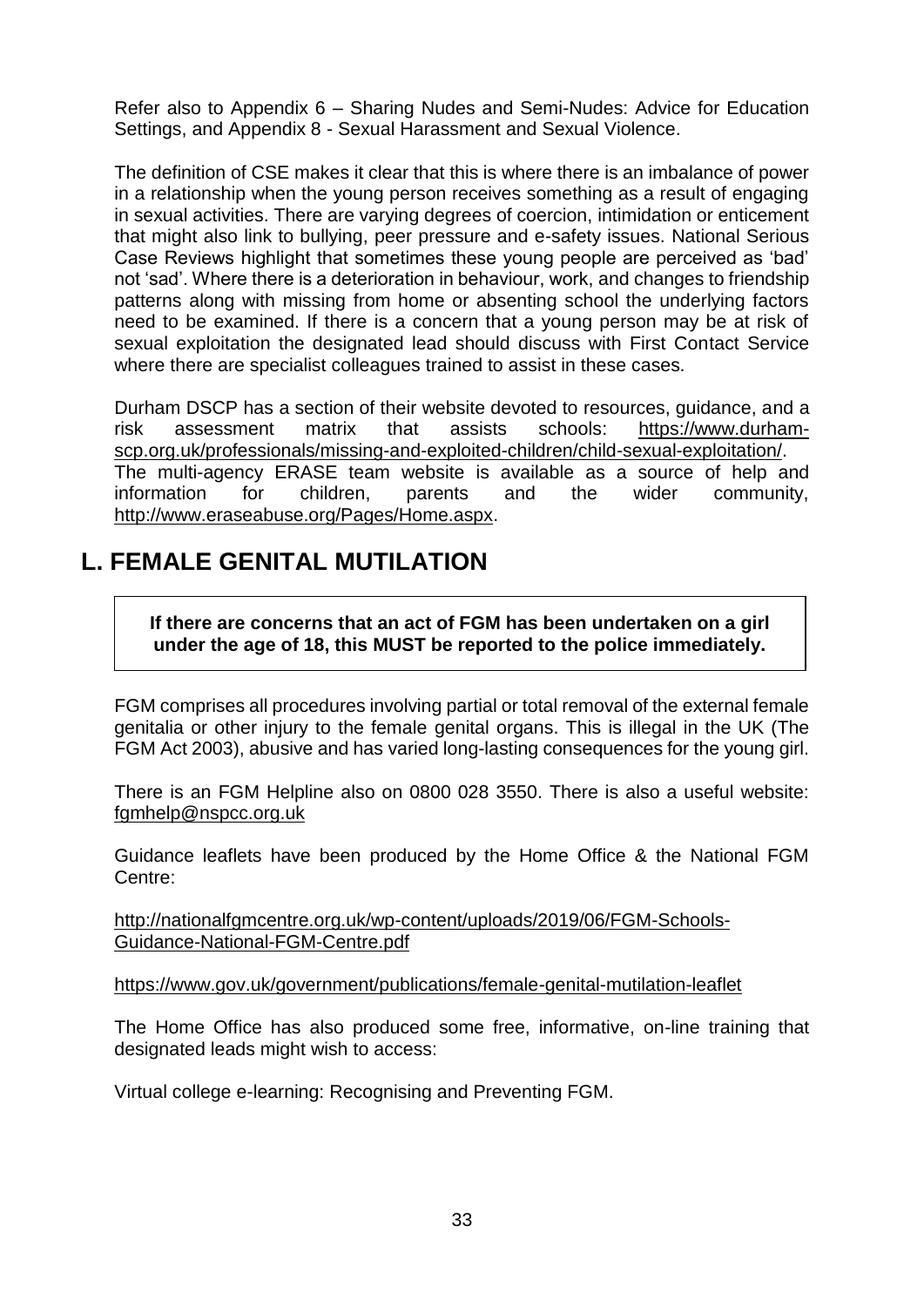Refer also to Appendix 6 – Sharing Nudes and Semi-Nudes: Advice for Education Settings, and Appendix 8 - Sexual Harassment and Sexual Violence.

The definition of CSE makes it clear that this is where there is an imbalance of power in a relationship when the young person receives something as a result of engaging in sexual activities. There are varying degrees of coercion, intimidation or enticement that might also link to bullying, peer pressure and e-safety issues. National Serious Case Reviews highlight that sometimes these young people are perceived as 'bad' not 'sad'. Where there is a deterioration in behaviour, work, and changes to friendship patterns along with missing from home or absenting school the underlying factors need to be examined. If there is a concern that a young person may be at risk of sexual exploitation the designated lead should discuss with First Contact Service where there are specialist colleagues trained to assist in these cases.

Durham DSCP has a section of their website devoted to resources, guidance, and a risk assessment matrix that assists schools: https://www.durham-scp.org.uk/professionals/missing-and-exploited-children/child-sexual-exploitation/. The multi-agency ERASE team website is available as a source of help and information for children, parents and the wider community, http://www.eraseabuse.org/Pages/Home.aspx.

## L. FEMALE GENITAL MUTILATION

**If there are concerns that an act of FGM has been undertaken on a girl under the age of 18, this MUST be reported to the police immediately.**

FGM comprises all procedures involving partial or total removal of the external female genitalia or other injury to the female genital organs. This is illegal in the UK (The FGM Act 2003), abusive and has varied long-lasting consequences for the young girl.

There is an FGM Helpline also on 0800 028 3550. There is also a useful website: fgmhelp@nspcc.org.uk

Guidance leaflets have been produced by the Home Office & the National FGM Centre:

http://nationalfgmcentre.org.uk/wp-content/uploads/2019/06/FGM-Schools-Guidance-National-FGM-Centre.pdf

https://www.gov.uk/government/publications/female-genital-mutilation-leaflet

The Home Office has also produced some free, informative, on-line training that designated leads might wish to access:

Virtual college e-learning: Recognising and Preventing FGM.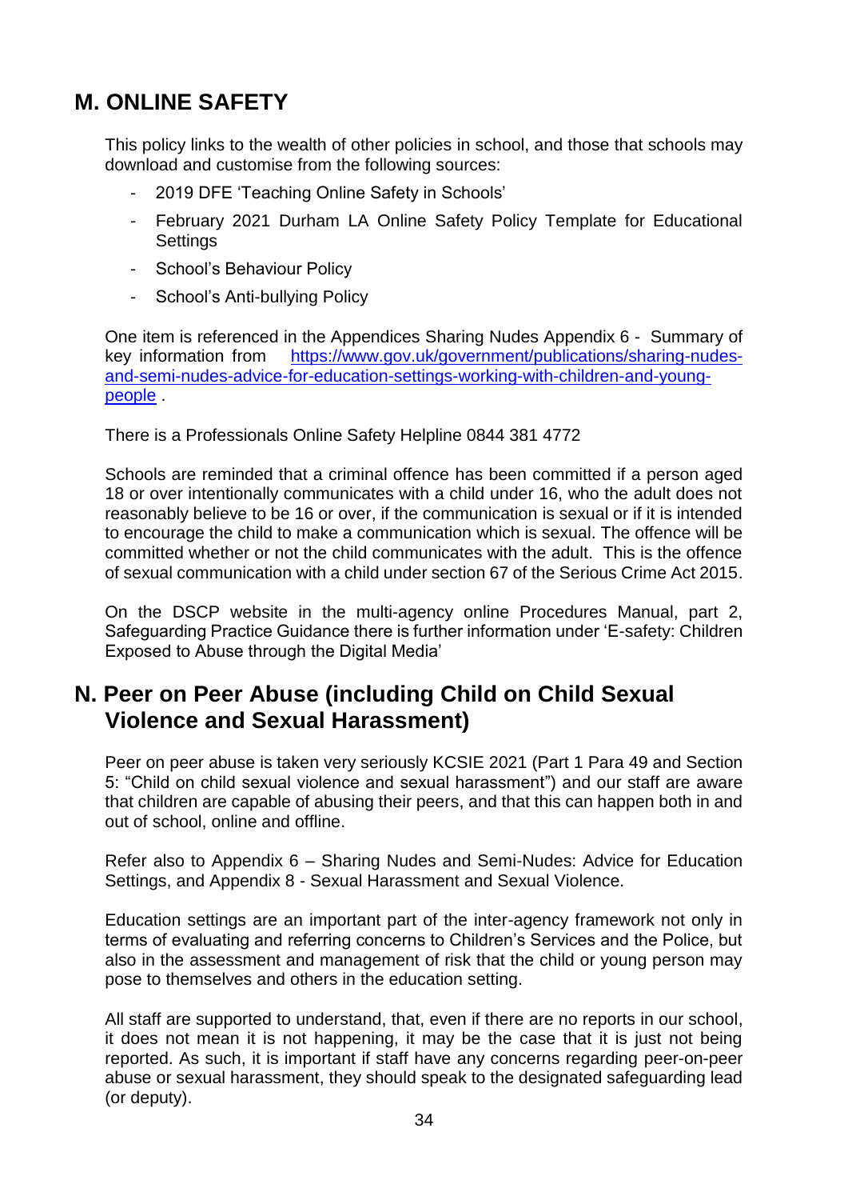## M. ONLINE SAFETY

This policy links to the wealth of other policies in school, and those that schools may download and customise from the following sources:

- 2019 DFE 'Teaching Online Safety in Schools'
- February 2021 Durham LA Online Safety Policy Template for Educational Settings
- School's Behaviour Policy
- School's Anti-bullying Policy

One item is referenced in the Appendices Sharing Nudes Appendix 6 - Summary of key information from [https://www.gov.uk/government/publications/sharing-nudes-and-semi-nudes-advice-for-education-settings-working-with-children-and-young-people](https://www.gov.uk/government/publications/sharing-nudes-and-semi-nudes-advice-for-education-settings-working-with-children-and-young-people) .

There is a Professionals Online Safety Helpline 0844 381 4772

Schools are reminded that a criminal offence has been committed if a person aged 18 or over intentionally communicates with a child under 16, who the adult does not reasonably believe to be 16 or over, if the communication is sexual or if it is intended to encourage the child to make a communication which is sexual. The offence will be committed whether or not the child communicates with the adult. This is the offence of sexual communication with a child under section 67 of the Serious Crime Act 2015.

On the DSCP website in the multi-agency online Procedures Manual, part 2, Safeguarding Practice Guidance there is further information under 'E-safety: Children Exposed to Abuse through the Digital Media'

## N. Peer on Peer Abuse (including Child on Child Sexual Violence and Sexual Harassment)

Peer on peer abuse is taken very seriously KCSIE 2021 (Part 1 Para 49 and Section 5: "Child on child sexual violence and sexual harassment") and our staff are aware that children are capable of abusing their peers, and that this can happen both in and out of school, online and offline.

Refer also to Appendix 6 – Sharing Nudes and Semi-Nudes: Advice for Education Settings, and Appendix 8 - Sexual Harassment and Sexual Violence.

Education settings are an important part of the inter-agency framework not only in terms of evaluating and referring concerns to Children's Services and the Police, but also in the assessment and management of risk that the child or young person may pose to themselves and others in the education setting.

All staff are supported to understand, that, even if there are no reports in our school, it does not mean it is not happening, it may be the case that it is just not being reported. As such, it is important if staff have any concerns regarding peer-on-peer abuse or sexual harassment, they should speak to the designated safeguarding lead (or deputy).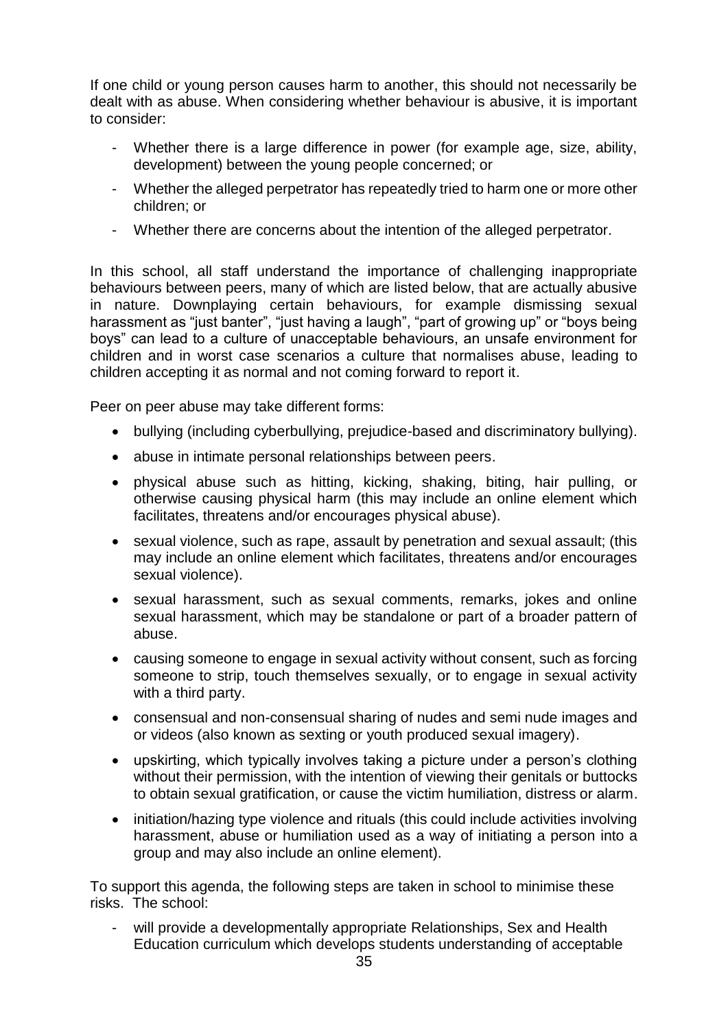If one child or young person causes harm to another, this should not necessarily be dealt with as abuse. When considering whether behaviour is abusive, it is important to consider:

- Whether there is a large difference in power (for example age, size, ability, development) between the young people concerned; or
- Whether the alleged perpetrator has repeatedly tried to harm one or more other children; or
- Whether there are concerns about the intention of the alleged perpetrator.

In this school, all staff understand the importance of challenging inappropriate behaviours between peers, many of which are listed below, that are actually abusive in nature. Downplaying certain behaviours, for example dismissing sexual harassment as "just banter", "just having a laugh", "part of growing up" or "boys being boys" can lead to a culture of unacceptable behaviours, an unsafe environment for children and in worst case scenarios a culture that normalises abuse, leading to children accepting it as normal and not coming forward to report it.

Peer on peer abuse may take different forms:

- bullying (including cyberbullying, prejudice-based and discriminatory bullying).
- abuse in intimate personal relationships between peers.
- physical abuse such as hitting, kicking, shaking, biting, hair pulling, or otherwise causing physical harm (this may include an online element which facilitates, threatens and/or encourages physical abuse).
- sexual violence, such as rape, assault by penetration and sexual assault; (this may include an online element which facilitates, threatens and/or encourages sexual violence).
- sexual harassment, such as sexual comments, remarks, jokes and online sexual harassment, which may be standalone or part of a broader pattern of abuse.
- causing someone to engage in sexual activity without consent, such as forcing someone to strip, touch themselves sexually, or to engage in sexual activity with a third party.
- consensual and non-consensual sharing of nudes and semi nude images and or videos (also known as sexting or youth produced sexual imagery).
- upskirting, which typically involves taking a picture under a person's clothing without their permission, with the intention of viewing their genitals or buttocks to obtain sexual gratification, or cause the victim humiliation, distress or alarm.
- initiation/hazing type violence and rituals (this could include activities involving harassment, abuse or humiliation used as a way of initiating a person into a group and may also include an online element).

To support this agenda, the following steps are taken in school to minimise these risks. The school:

- will provide a developmentally appropriate Relationships, Sex and Health Education curriculum which develops students understanding of acceptable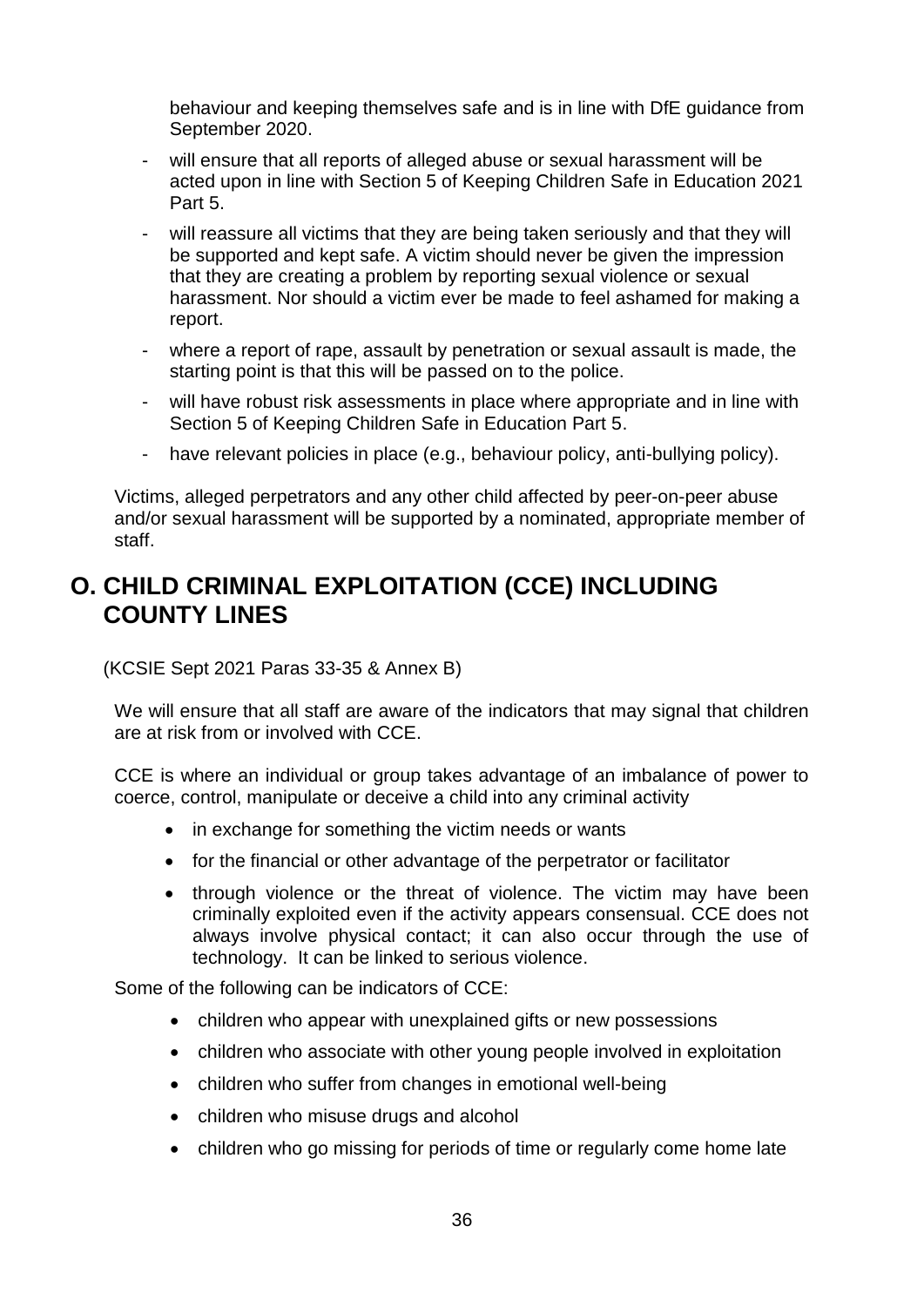behaviour and keeping themselves safe and is in line with DfE guidance from September 2020.

- will ensure that all reports of alleged abuse or sexual harassment will be acted upon in line with Section 5 of Keeping Children Safe in Education 2021 Part 5.
- will reassure all victims that they are being taken seriously and that they will be supported and kept safe. A victim should never be given the impression that they are creating a problem by reporting sexual violence or sexual harassment. Nor should a victim ever be made to feel ashamed for making a report.
- where a report of rape, assault by penetration or sexual assault is made, the starting point is that this will be passed on to the police.
- will have robust risk assessments in place where appropriate and in line with Section 5 of Keeping Children Safe in Education Part 5.
- have relevant policies in place (e.g., behaviour policy, anti-bullying policy).

Victims, alleged perpetrators and any other child affected by peer-on-peer abuse and/or sexual harassment will be supported by a nominated, appropriate member of staff.

## O. CHILD CRIMINAL EXPLOITATION (CCE) INCLUDING COUNTY LINES

(KCSIE Sept 2021 Paras 33-35 & Annex B)

We will ensure that all staff are aware of the indicators that may signal that children are at risk from or involved with CCE.

CCE is where an individual or group takes advantage of an imbalance of power to coerce, control, manipulate or deceive a child into any criminal activity

- in exchange for something the victim needs or wants
- for the financial or other advantage of the perpetrator or facilitator
- through violence or the threat of violence. The victim may have been criminally exploited even if the activity appears consensual. CCE does not always involve physical contact; it can also occur through the use of technology. It can be linked to serious violence.

Some of the following can be indicators of CCE:

- children who appear with unexplained gifts or new possessions
- children who associate with other young people involved in exploitation
- children who suffer from changes in emotional well-being
- children who misuse drugs and alcohol
- children who go missing for periods of time or regularly come home late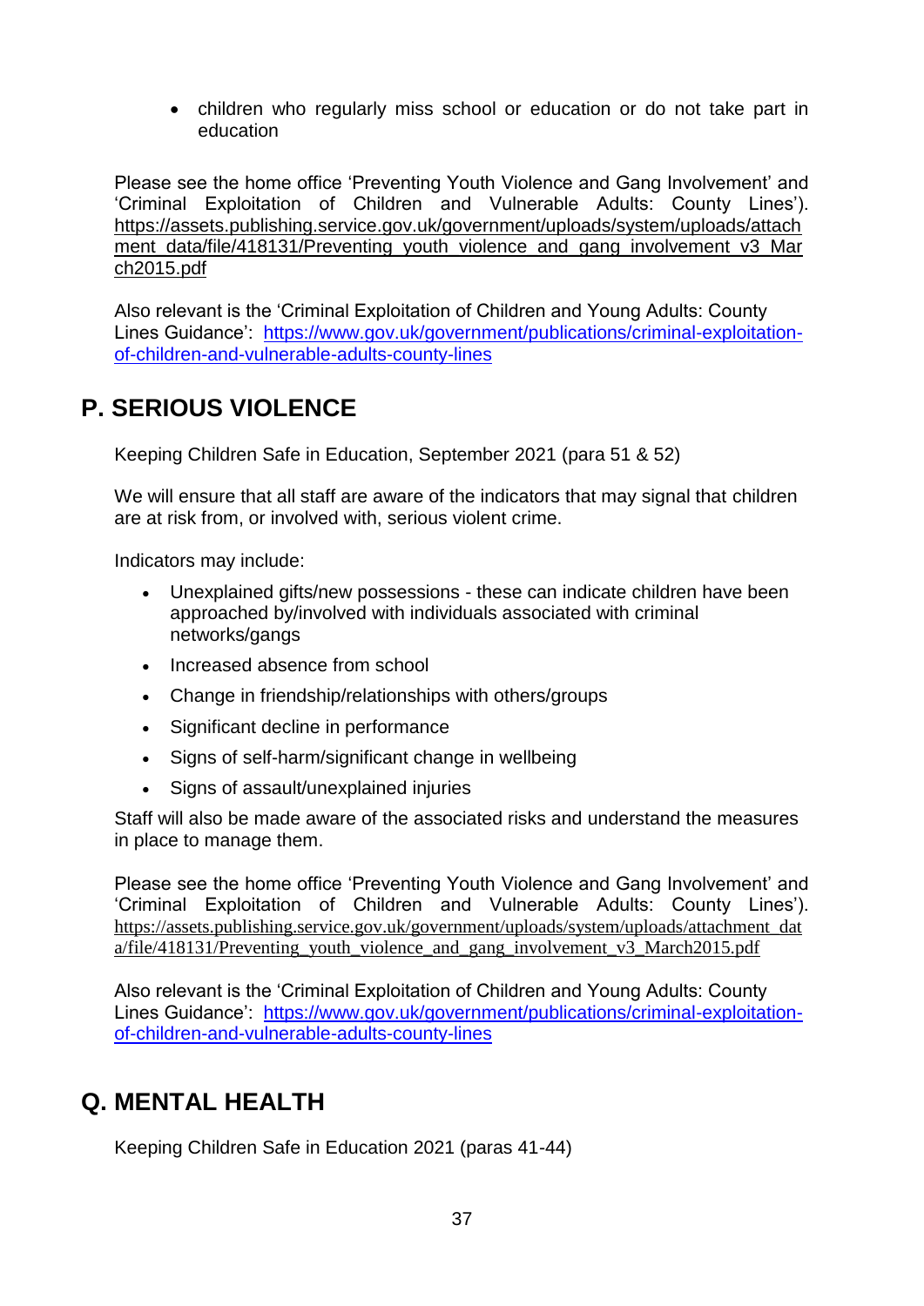- children who regularly miss school or education or do not take part in education

Please see the home office 'Preventing Youth Violence and Gang Involvement' and 'Criminal Exploitation of Children and Vulnerable Adults: County Lines'). https://assets.publishing.service.gov.uk/government/uploads/system/uploads/attachment_data/file/418131/Preventing_youth_violence_and_gang_involvement_v3_March2015.pdf

Also relevant is the 'Criminal Exploitation of Children and Young Adults: County Lines Guidance': https://www.gov.uk/government/publications/criminal-exploitation-of-children-and-vulnerable-adults-county-lines

## P. SERIOUS VIOLENCE

Keeping Children Safe in Education, September 2021 (para 51 & 52)

We will ensure that all staff are aware of the indicators that may signal that children are at risk from, or involved with, serious violent crime.

Indicators may include:

- Unexplained gifts/new possessions - these can indicate children have been approached by/involved with individuals associated with criminal networks/gangs
- Increased absence from school
- Change in friendship/relationships with others/groups
- Significant decline in performance
- Signs of self-harm/significant change in wellbeing
- Signs of assault/unexplained injuries

Staff will also be made aware of the associated risks and understand the measures in place to manage them.

Please see the home office 'Preventing Youth Violence and Gang Involvement' and 'Criminal Exploitation of Children and Vulnerable Adults: County Lines'). https://assets.publishing.service.gov.uk/government/uploads/system/uploads/attachment_data/file/418131/Preventing_youth_violence_and_gang_involvement_v3_March2015.pdf

Also relevant is the 'Criminal Exploitation of Children and Young Adults: County Lines Guidance': https://www.gov.uk/government/publications/criminal-exploitation-of-children-and-vulnerable-adults-county-lines

## Q. MENTAL HEALTH

Keeping Children Safe in Education 2021 (paras 41-44)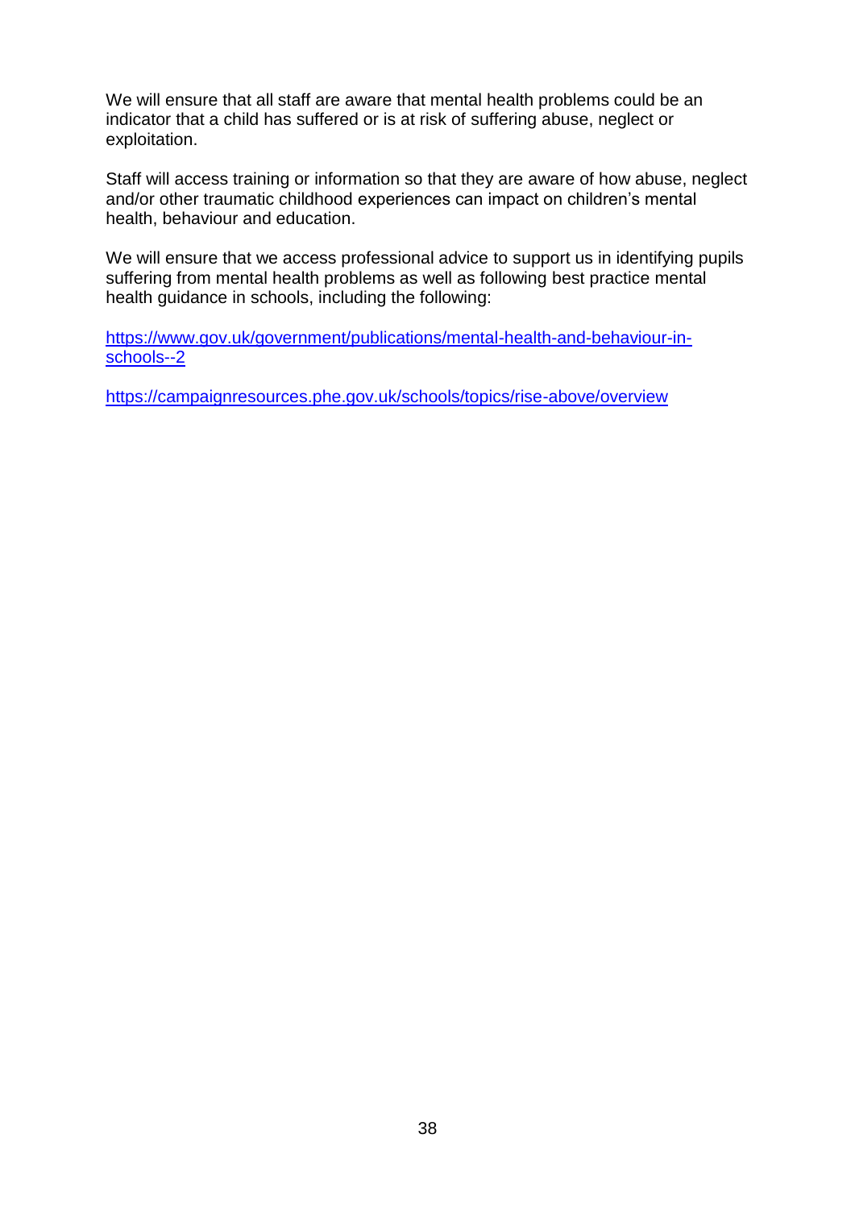We will ensure that all staff are aware that mental health problems could be an indicator that a child has suffered or is at risk of suffering abuse, neglect or exploitation.

Staff will access training or information so that they are aware of how abuse, neglect and/or other traumatic childhood experiences can impact on children's mental health, behaviour and education.

We will ensure that we access professional advice to support us in identifying pupils suffering from mental health problems as well as following best practice mental health guidance in schools, including the following:

https://www.gov.uk/government/publications/mental-health-and-behaviour-in-schools--2

https://campaignresources.phe.gov.uk/schools/topics/rise-above/overview